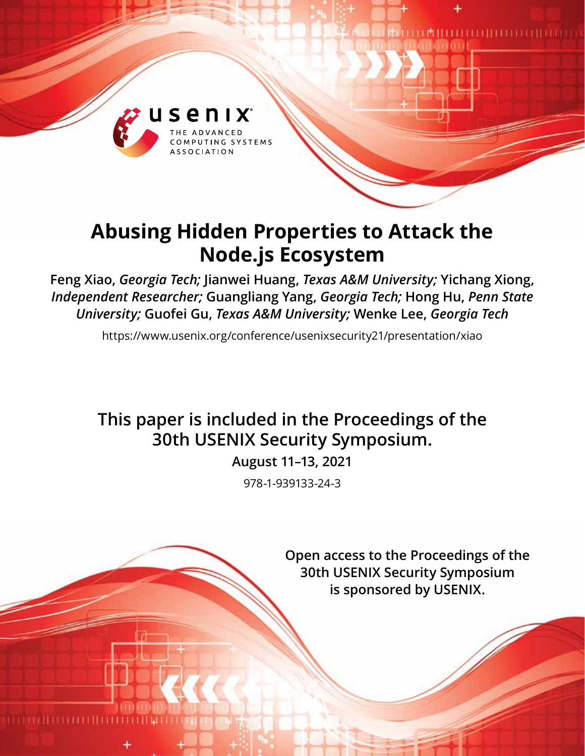# Abusing Hidden Properties to Attack the Node.js Ecosystem

**Feng Xiao,** ***Georgia Tech;*** **Jianwei Huang,** ***Texas A&M University;*** **Yichang Xiong,** ***Independent Researcher;*** **Guangliang Yang,** ***Georgia Tech;*** **Hong Hu,** ***Penn State University;*** **Guofei Gu,** ***Texas A&M University;*** **Wenke Lee,** ***Georgia Tech***

https://www.usenix.org/conference/usenixsecurity21/presentation/xiao

**This paper is included in the Proceedings of the 30th USENIX Security Symposium.**

**August 11–13, 2021**

978-1-939133-24-3

**Open access to the Proceedings of the 30th USENIX Security Symposium is sponsored by USENIX.**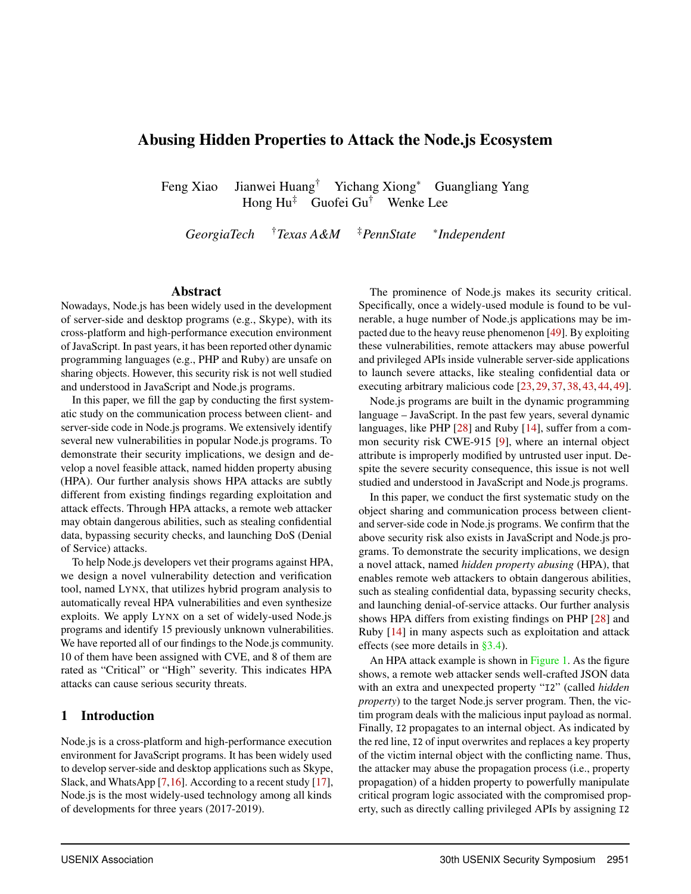# Abusing Hidden Properties to Attack the Node.js Ecosystem

Feng Xiao Jianwei Huang[†] Yichang Xiong[*] Guangliang Yang
Hong Hu[‡] Guofei Gu[†] Wenke Lee

*GeorgiaTech* [†]*Texas A&M* [‡]*PennState* [*]*Independent*

## Abstract

Nowadays, Node.js has been widely used in the development of server-side and desktop programs (e.g., Skype), with its cross-platform and high-performance execution environment of JavaScript. In past years, it has been reported other dynamic programming languages (e.g., PHP and Ruby) are unsafe on sharing objects. However, this security risk is not well studied and understood in JavaScript and Node.js programs.

In this paper, we fill the gap by conducting the first systematic study on the communication process between client- and server-side code in Node.js programs. We extensively identify several new vulnerabilities in popular Node.js programs. To demonstrate their security implications, we design and develop a novel feasible attack, named hidden property abusing (HPA). Our further analysis shows HPA attacks are subtly different from existing findings regarding exploitation and attack effects. Through HPA attacks, a remote web attacker may obtain dangerous abilities, such as stealing confidential data, bypassing security checks, and launching DoS (Denial of Service) attacks.

To help Node.js developers vet their programs against HPA, we design a novel vulnerability detection and verification tool, named LYNX, that utilizes hybrid program analysis to automatically reveal HPA vulnerabilities and even synthesize exploits. We apply LYNX on a set of widely-used Node.js programs and identify 15 previously unknown vulnerabilities. We have reported all of our findings to the Node.js community. 10 of them have been assigned with CVE, and 8 of them are rated as "Critical" or "High" severity. This indicates HPA attacks can cause serious security threats.

## 1 Introduction

Node.js is a cross-platform and high-performance execution environment for JavaScript programs. It has been widely used to develop server-side and desktop applications such as Skype, Slack, and WhatsApp [7,16]. According to a recent study [17], Node.js is the most widely-used technology among all kinds of developments for three years (2017-2019).

The prominence of Node.js makes its security critical. Specifically, once a widely-used module is found to be vulnerable, a huge number of Node.js applications may be impacted due to the heavy reuse phenomenon [49]. By exploiting these vulnerabilities, remote attackers may abuse powerful and privileged APIs inside vulnerable server-side applications to launch severe attacks, like stealing confidential data or executing arbitrary malicious code [23,29,37,38,43,44,49].

Node.js programs are built in the dynamic programming language – JavaScript. In the past few years, several dynamic languages, like PHP [28] and Ruby [14], suffer from a common security risk CWE-915 [9], where an internal object attribute is improperly modified by untrusted user input. Despite the severe security consequence, this issue is not well studied and understood in JavaScript and Node.js programs.

In this paper, we conduct the first systematic study on the object sharing and communication process between client- and server-side code in Node.js programs. We confirm that the above security risk also exists in JavaScript and Node.js programs. To demonstrate the security implications, we design a novel attack, named *hidden property abusing* (HPA), that enables remote web attackers to obtain dangerous abilities, such as stealing confidential data, bypassing security checks, and launching denial-of-service attacks. Our further analysis shows HPA differs from existing findings on PHP [28] and Ruby [14] in many aspects such as exploitation and attack effects (see more details in §3.4).

An HPA attack example is shown in Figure 1. As the figure shows, a remote web attacker sends well-crafted JSON data with an extra and unexpected property "I2" (called *hidden property*) to the target Node.js server program. Then, the victim program deals with the malicious input payload as normal. Finally, I2 propagates to an internal object. As indicated by the red line, I2 of input overwrites and replaces a key property of the victim internal object with the conflicting name. Thus, the attacker may abuse the propagation process (i.e., property propagation) of a hidden property to powerfully manipulate critical program logic associated with the compromised property, such as directly calling privileged APIs by assigning I2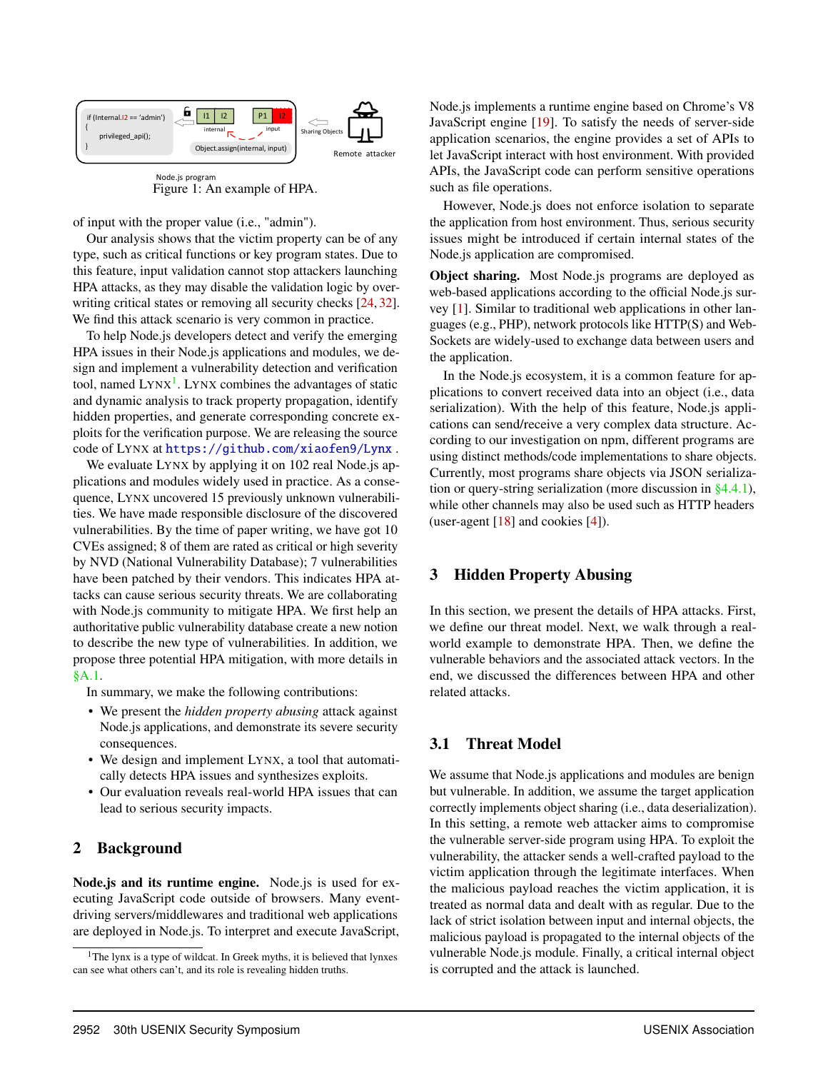Figure 1: An example of HPA.

of input with the proper value (i.e., "admin").

Our analysis shows that the victim property can be of any type, such as critical functions or key program states. Due to this feature, input validation cannot stop attackers launching HPA attacks, as they may disable the validation logic by overwriting critical states or removing all security checks [24, 32]. We find this attack scenario is very common in practice.

To help Node.js developers detect and verify the emerging HPA issues in their Node.js applications and modules, we design and implement a vulnerability detection and verification tool, named LYNX[1]. LYNX combines the advantages of static and dynamic analysis to track property propagation, identify hidden properties, and generate corresponding concrete exploits for the verification purpose. We are releasing the source code of LYNX at https://github.com/xiaofen9/Lynx .

We evaluate LYNX by applying it on 102 real Node.js applications and modules widely used in practice. As a consequence, LYNX uncovered 15 previously unknown vulnerabilities. We have made responsible disclosure of the discovered vulnerabilities. By the time of paper writing, we have got 10 CVEs assigned; 8 of them are rated as critical or high severity by NVD (National Vulnerability Database); 7 vulnerabilities have been patched by their vendors. This indicates HPA attacks can cause serious security threats. We are collaborating with Node.js community to mitigate HPA. We first help an authoritative public vulnerability database create a new notion to describe the new type of vulnerabilities. In addition, we propose three potential HPA mitigation, with more details in §A.1.

In summary, we make the following contributions:

- We present the *hidden property abusing* attack against Node.js applications, and demonstrate its severe security consequences.
- We design and implement LYNX, a tool that automatically detects HPA issues and synthesizes exploits.
- Our evaluation reveals real-world HPA issues that can lead to serious security impacts.

## 2 Background

**Node.js and its runtime engine.** Node.js is used for executing JavaScript code outside of browsers. Many event-driving servers/middlewares and traditional web applications are deployed in Node.js. To interpret and execute JavaScript, Node.js implements a runtime engine based on Chrome's V8 JavaScript engine [19]. To satisfy the needs of server-side application scenarios, the engine provides a set of APIs to let JavaScript interact with host environment. With provided APIs, the JavaScript code can perform sensitive operations such as file operations.

However, Node.js does not enforce isolation to separate the application from host environment. Thus, serious security issues might be introduced if certain internal states of the Node.js application are compromised.

**Object sharing.** Most Node.js programs are deployed as web-based applications according to the official Node.js survey [1]. Similar to traditional web applications in other languages (e.g., PHP), network protocols like HTTP(S) and WebSockets are widely-used to exchange data between users and the application.

In the Node.js ecosystem, it is a common feature for applications to convert received data into an object (i.e., data serialization). With the help of this feature, Node.js applications can send/receive a very complex data structure. According to our investigation on npm, different programs are using distinct methods/code implementations to share objects. Currently, most programs share objects via JSON serialization or query-string serialization (more discussion in §4.4.1), while other channels may also be used such as HTTP headers (user-agent [18] and cookies [4]).

## 3 Hidden Property Abusing

In this section, we present the details of HPA attacks. First, we define our threat model. Next, we walk through a real-world example to demonstrate HPA. Then, we define the vulnerable behaviors and the associated attack vectors. In the end, we discussed the differences between HPA and other related attacks.

### 3.1 Threat Model

We assume that Node.js applications and modules are benign but vulnerable. In addition, we assume the target application correctly implements object sharing (i.e., data deserialization). In this setting, a remote web attacker aims to compromise the vulnerable server-side program using HPA. To exploit the vulnerability, the attacker sends a well-crafted payload to the victim application through the legitimate interfaces. When the malicious payload reaches the victim application, it is treated as normal data and dealt with as regular. Due to the lack of strict isolation between input and internal objects, the malicious payload is propagated to the internal objects of the vulnerable Node.js module. Finally, a critical internal object is corrupted and the attack is launched.

[1] The lynx is a type of wildcat. In Greek myths, it is believed that lynxes can see what others can't, and its role is revealing hidden truths.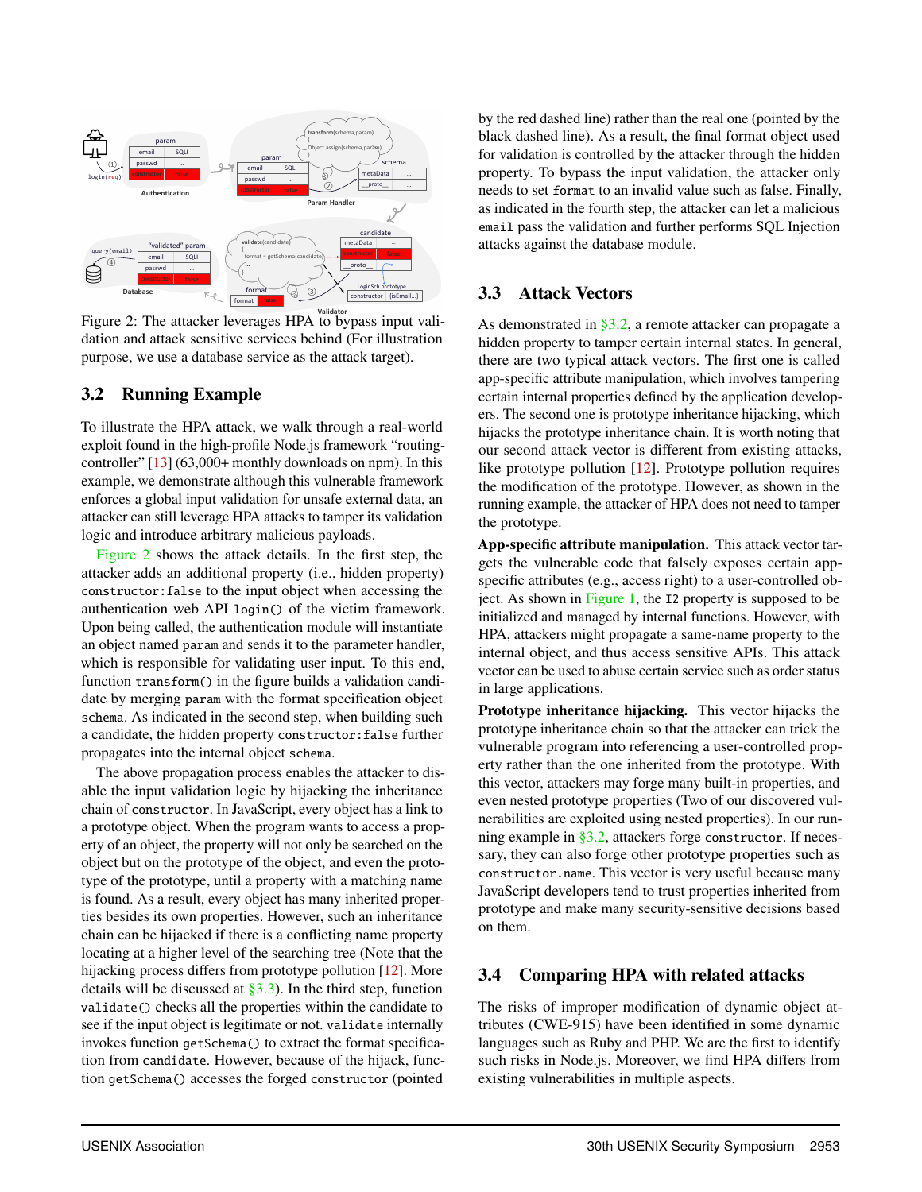Figure 2: The attacker leverages HPA to bypass input validation and attack sensitive services behind (For illustration purpose, we use a database service as the attack target).

### 3.2 Running Example

To illustrate the HPA attack, we walk through a real-world exploit found in the high-profile Node.js framework "routing-controller" [13] (63,000+ monthly downloads on npm). In this example, we demonstrate although this vulnerable framework enforces a global input validation for unsafe external data, an attacker can still leverage HPA attacks to tamper its validation logic and introduce arbitrary malicious payloads.

Figure 2 shows the attack details. In the first step, the attacker adds an additional property (i.e., hidden property) `constructor:false` to the input object when accessing the authentication web API `login()` of the victim framework. Upon being called, the authentication module will instantiate an object named `param` and sends it to the parameter handler, which is responsible for validating user input. To this end, function `transform()` in the figure builds a validation candidate by merging `param` with the format specification object `schema`. As indicated in the second step, when building such a candidate, the hidden property `constructor:false` further propagates into the internal object `schema`.

The above propagation process enables the attacker to disable the input validation logic by hijacking the inheritance chain of `constructor`. In JavaScript, every object has a link to a prototype object. When the program wants to access a property of an object, the property will not only be searched on the object but on the prototype of the object, and even the prototype of the prototype, until a property with a matching name is found. As a result, every object has many inherited properties besides its own properties. However, such an inheritance chain can be hijacked if there is a conflicting name property locating at a higher level of the searching tree (Note that the hijacking process differs from prototype pollution [12]. More details will be discussed at §3.3). In the third step, function `validate()` checks all the properties within the candidate to see if the input object is legitimate or not. `validate` internally invokes function `getSchema()` to extract the format specification from `candidate`. However, because of the hijack, function `getSchema()` accesses the forged `constructor` (pointed by the red dashed line) rather than the real one (pointed by the black dashed line). As a result, the final format object used for validation is controlled by the attacker through the hidden property. To bypass the input validation, the attacker only needs to set `format` to an invalid value such as false. Finally, as indicated in the fourth step, the attacker can let a malicious `email` pass the validation and further performs SQL Injection attacks against the database module.

### 3.3 Attack Vectors

As demonstrated in §3.2, a remote attacker can propagate a hidden property to tamper certain internal states. In general, there are two typical attack vectors. The first one is called app-specific attribute manipulation, which involves tampering certain internal properties defined by the application developers. The second one is prototype inheritance hijacking, which hijacks the prototype inheritance chain. It is worth noting that our second attack vector is different from existing attacks, like prototype pollution [12]. Prototype pollution requires the modification of the prototype. However, as shown in the running example, the attacker of HPA does not need to tamper the prototype.

**App-specific attribute manipulation.** This attack vector targets the vulnerable code that falsely exposes certain app-specific attributes (e.g., access right) to a user-controlled object. As shown in Figure 1, the `I2` property is supposed to be initialized and managed by internal functions. However, with HPA, attackers might propagate a same-name property to the internal object, and thus access sensitive APIs. This attack vector can be used to abuse certain service such as order status in large applications.

**Prototype inheritance hijacking.** This vector hijacks the prototype inheritance chain so that the attacker can trick the vulnerable program into referencing a user-controlled property rather than the one inherited from the prototype. With this vector, attackers may forge many built-in properties, and even nested prototype properties (Two of our discovered vulnerabilities are exploited using nested properties). In our running example in §3.2, attackers forge `constructor`. If necessary, they can also forge other prototype properties such as `constructor.name`. This vector is very useful because many JavaScript developers tend to trust properties inherited from prototype and make many security-sensitive decisions based on them.

### 3.4 Comparing HPA with related attacks

The risks of improper modification of dynamic object attributes (CWE-915) have been identified in some dynamic languages such as Ruby and PHP. We are the first to identify such risks in Node.js. Moreover, we find HPA differs from existing vulnerabilities in multiple aspects.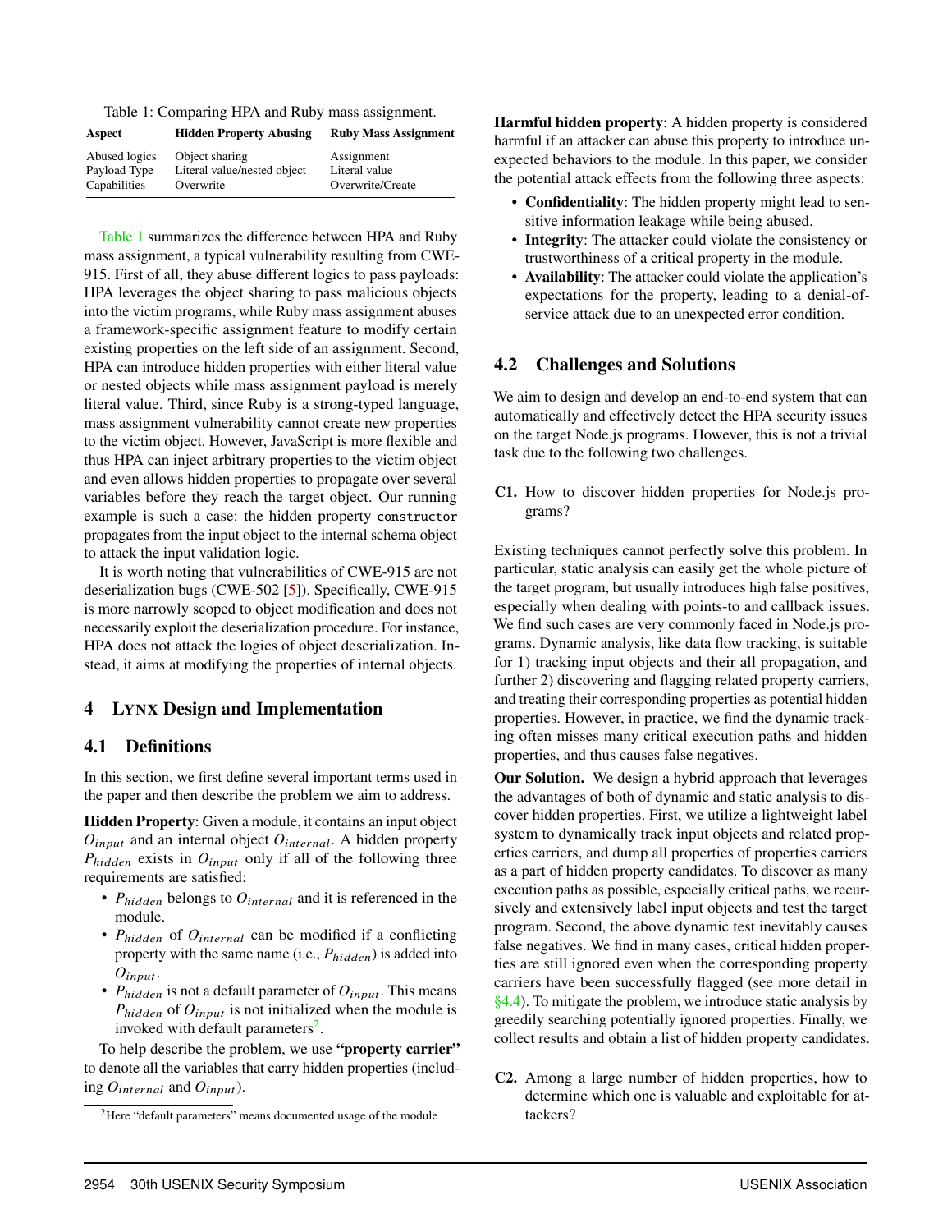Table 1: Comparing HPA and Ruby mass assignment.

| Aspect | Hidden Property Abusing | Ruby Mass Assignment |
|---|---|---|
| Abused logics | Object sharing | Assignment |
| Payload Type | Literal value/nested object | Literal value |
| Capabilities | Overwrite | Overwrite/Create |

Table 1 summarizes the difference between HPA and Ruby mass assignment, a typical vulnerability resulting from CWE-915. First of all, they abuse different logics to pass payloads: HPA leverages the object sharing to pass malicious objects into the victim programs, while Ruby mass assignment abuses a framework-specific assignment feature to modify certain existing properties on the left side of an assignment. Second, HPA can introduce hidden properties with either literal value or nested objects while mass assignment payload is merely literal value. Third, since Ruby is a strong-typed language, mass assignment vulnerability cannot create new properties to the victim object. However, JavaScript is more flexible and thus HPA can inject arbitrary properties to the victim object and even allows hidden properties to propagate over several variables before they reach the target object. Our running example is such a case: the hidden property `constructor` propagates from the input object to the internal schema object to attack the input validation logic.

It is worth noting that vulnerabilities of CWE-915 are not deserialization bugs (CWE-502 [5]). Specifically, CWE-915 is more narrowly scoped to object modification and does not necessarily exploit the deserialization procedure. For instance, HPA does not attack the logics of object deserialization. Instead, it aims at modifying the properties of internal objects.

## 4 LYNX Design and Implementation

### 4.1 Definitions

In this section, we first define several important terms used in the paper and then describe the problem we aim to address.

**Hidden Property**: Given a module, it contains an input object $O_{input}$ and an internal object $O_{internal}$. A hidden property $P_{hidden}$ exists in $O_{input}$ only if all of the following three requirements are satisfied:

- $P_{hidden}$ belongs to $O_{internal}$ and it is referenced in the module.
- $P_{hidden}$ of $O_{internal}$ can be modified if a conflicting property with the same name (i.e., $P_{hidden}$) is added into $O_{input}$.
- $P_{hidden}$ is not a default parameter of $O_{input}$. This means $P_{hidden}$ of $O_{input}$ is not initialized when the module is invoked with default parameters[2].

To help describe the problem, we use **"property carrier"** to denote all the variables that carry hidden properties (including $O_{internal}$ and $O_{input}$).

[2]Here "default parameters" means documented usage of the module

**Harmful hidden property**: A hidden property is considered harmful if an attacker can abuse this property to introduce unexpected behaviors to the module. In this paper, we consider the potential attack effects from the following three aspects:

- **Confidentiality**: The hidden property might lead to sensitive information leakage while being abused.
- **Integrity**: The attacker could violate the consistency or trustworthiness of a critical property in the module.
- **Availability**: The attacker could violate the application's expectations for the property, leading to a denial-of-service attack due to an unexpected error condition.

### 4.2 Challenges and Solutions

We aim to design and develop an end-to-end system that can automatically and effectively detect the HPA security issues on the target Node.js programs. However, this is not a trivial task due to the following two challenges.

**C1.** How to discover hidden properties for Node.js programs?

Existing techniques cannot perfectly solve this problem. In particular, static analysis can easily get the whole picture of the target program, but usually introduces high false positives, especially when dealing with points-to and callback issues. We find such cases are very commonly faced in Node.js programs. Dynamic analysis, like data flow tracking, is suitable for 1) tracking input objects and their all propagation, and further 2) discovering and flagging related property carriers, and treating their corresponding properties as potential hidden properties. However, in practice, we find the dynamic tracking often misses many critical execution paths and hidden properties, and thus causes false negatives.

**Our Solution.** We design a hybrid approach that leverages the advantages of both of dynamic and static analysis to discover hidden properties. First, we utilize a lightweight label system to dynamically track input objects and related properties carriers, and dump all properties of properties carriers as a part of hidden property candidates. To discover as many execution paths as possible, especially critical paths, we recursively and extensively label input objects and test the target program. Second, the above dynamic test inevitably causes false negatives. We find in many cases, critical hidden properties are still ignored even when the corresponding property carriers have been successfully flagged (see more detail in §4.4). To mitigate the problem, we introduce static analysis by greedily searching potentially ignored properties. Finally, we collect results and obtain a list of hidden property candidates.

**C2.** Among a large number of hidden properties, how to determine which one is valuable and exploitable for attackers?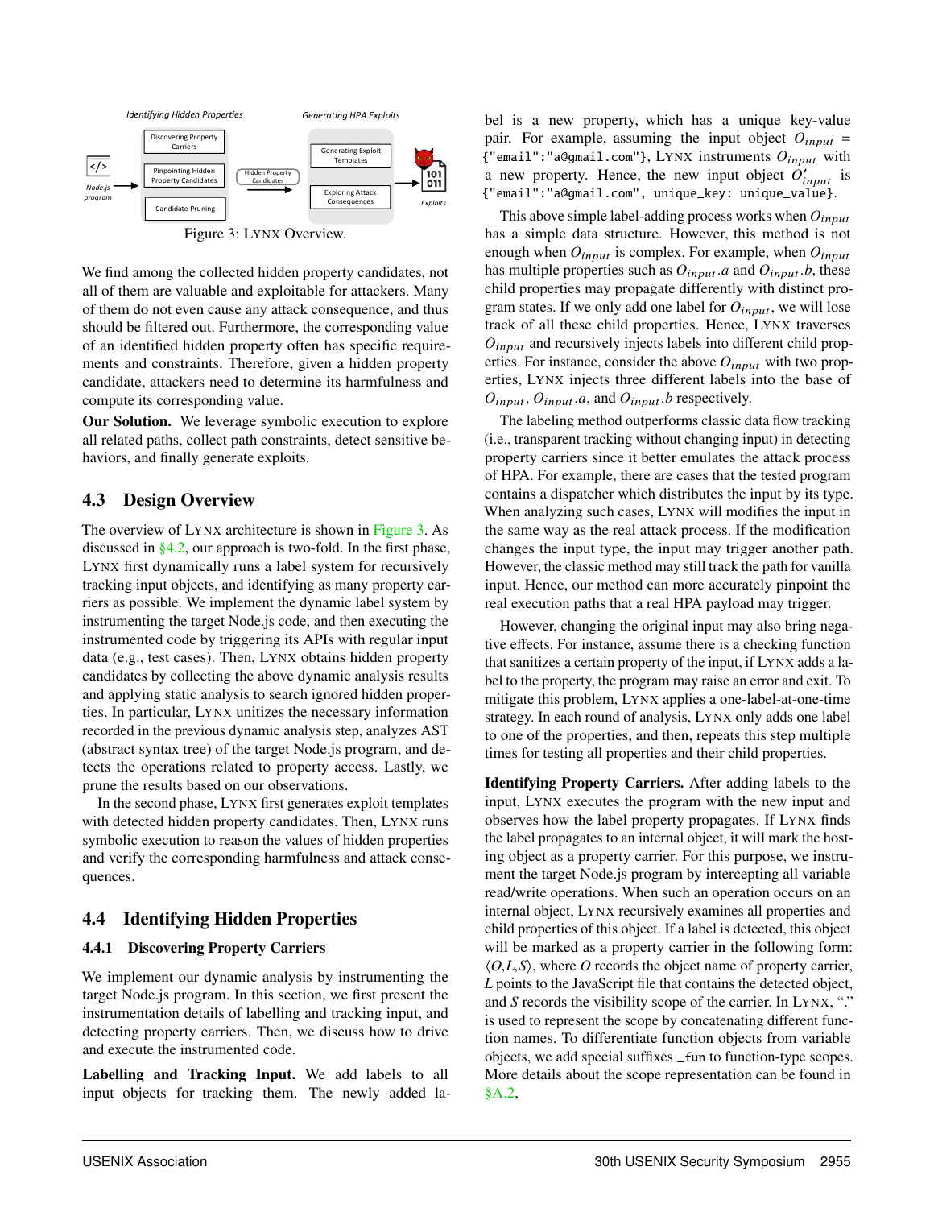Identifying Hidden Properties

Discovering Property Carriers

Pinpointing Hidden Property Candidates

Candidate Pruning

Node.js program

Hidden Property Candidates

Generating HPA Exploits

Generating Exploit Templates

Exploring Attack Consequences

Exploits

Figure 3: LYNX Overview.

We find among the collected hidden property candidates, not all of them are valuable and exploitable for attackers. Many of them do not even cause any attack consequence, and thus should be filtered out. Furthermore, the corresponding value of an identified hidden property often has specific requirements and constraints. Therefore, given a hidden property candidate, attackers need to determine its harmfulness and compute its corresponding value.

**Our Solution.** We leverage symbolic execution to explore all related paths, collect path constraints, detect sensitive behaviors, and finally generate exploits.

## 4.3 Design Overview

The overview of LYNX architecture is shown in Figure 3. As discussed in §4.2, our approach is two-fold. In the first phase, LYNX first dynamically runs a label system for recursively tracking input objects, and identifying as many property carriers as possible. We implement the dynamic label system by instrumenting the target Node.js code, and then executing the instrumented code by triggering its APIs with regular input data (e.g., test cases). Then, LYNX obtains hidden property candidates by collecting the above dynamic analysis results and applying static analysis to search ignored hidden properties. In particular, LYNX unitizes the necessary information recorded in the previous dynamic analysis step, analyzes AST (abstract syntax tree) of the target Node.js program, and detects the operations related to property access. Lastly, we prune the results based on our observations.

In the second phase, LYNX first generates exploit templates with detected hidden property candidates. Then, LYNX runs symbolic execution to reason the values of hidden properties and verify the corresponding harmfulness and attack consequences.

## 4.4 Identifying Hidden Properties

### 4.4.1 Discovering Property Carriers

We implement our dynamic analysis by instrumenting the target Node.js program. In this section, we first present the instrumentation details of labelling and tracking input, and detecting property carriers. Then, we discuss how to drive and execute the instrumented code.

**Labelling and Tracking Input.** We add labels to all input objects for tracking them. The newly added label is a new property, which has a unique key-value pair. For example, assuming the input object $O_{input}$ = `{"email":"a@gmail.com"}`, LYNX instruments $O_{input}$ with a new property. Hence, the new input object $O'_{input}$ is `{"email":"a@gmail.com", unique_key: unique_value}`.

This above simple label-adding process works when $O_{input}$ has a simple data structure. However, this method is not enough when $O_{input}$ is complex. For example, when $O_{input}$ has multiple properties such as $O_{input}.a$ and $O_{input}.b$, these child properties may propagate differently with distinct program states. If we only add one label for $O_{input}$, we will lose track of all these child properties. Hence, LYNX traverses $O_{input}$ and recursively injects labels into different child properties. For instance, consider the above $O_{input}$ with two properties, LYNX injects three different labels into the base of $O_{input}$, $O_{input}.a$, and $O_{input}.b$ respectively.

The labeling method outperforms classic data flow tracking (i.e., transparent tracking without changing input) in detecting property carriers since it better emulates the attack process of HPA. For example, there are cases that the tested program contains a dispatcher which distributes the input by its type. When analyzing such cases, LYNX will modifies the input in the same way as the real attack process. If the modification changes the input type, the input may trigger another path. However, the classic method may still track the path for vanilla input. Hence, our method can more accurately pinpoint the real execution paths that a real HPA payload may trigger.

However, changing the original input may also bring negative effects. For instance, assume there is a checking function that sanitizes a certain property of the input, if LYNX adds a label to the property, the program may raise an error and exit. To mitigate this problem, LYNX applies a one-label-at-one-time strategy. In each round of analysis, LYNX only adds one label to one of the properties, and then, repeats this step multiple times for testing all properties and their child properties.

**Identifying Property Carriers.** After adding labels to the input, LYNX executes the program with the new input and observes how the label property propagates. If LYNX finds the label propagates to an internal object, it will mark the hosting object as a property carrier. For this purpose, we instrument the target Node.js program by intercepting all variable read/write operations. When such an operation occurs on an internal object, LYNX recursively examines all properties and child properties of this object. If a label is detected, this object will be marked as a property carrier in the following form: $\langle O, L, S \rangle$, where $O$ records the object name of property carrier, $L$ points to the JavaScript file that contains the detected object, and $S$ records the visibility scope of the carrier. In LYNX, "." is used to represent the scope by concatenating different function names. To differentiate function objects from variable objects, we add special suffixes `_fun` to function-type scopes. More details about the scope representation can be found in §A.2,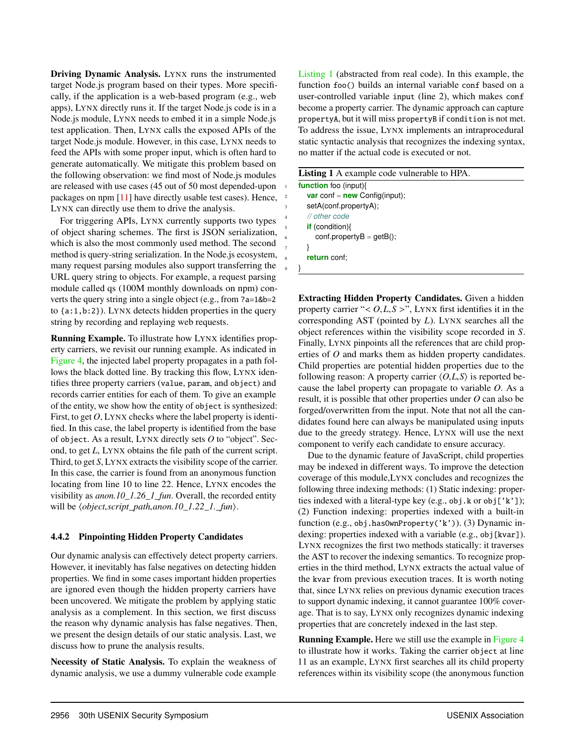**Driving Dynamic Analysis.** LYNX runs the instrumented target Node.js program based on their types. More specifically, if the application is a web-based program (e.g., web apps), LYNX directly runs it. If the target Node.js code is in a Node.js module, LYNX needs to embed it in a simple Node.js test application. Then, LYNX calls the exposed APIs of the target Node.js module. However, in this case, LYNX needs to feed the APIs with some proper input, which is often hard to generate automatically. We mitigate this problem based on the following observation: we find most of Node.js modules are released with use cases (45 out of 50 most depended-upon packages on npm [11] have directly usable test cases). Hence, LYNX can directly use them to drive the analysis.

For triggering APIs, LYNX currently supports two types of object sharing schemes. The first is JSON serialization, which is also the most commonly used method. The second method is query-string serialization. In the Node.js ecosystem, many request parsing modules also support transferring the URL query string to objects. For example, a request parsing module called qs (100M monthly downloads on npm) converts the query string into a single object (e.g., from `?a=1&b=2` to `{a:1,b:2}`). LYNX detects hidden properties in the query string by recording and replaying web requests.

**Running Example.** To illustrate how LYNX identifies property carriers, we revisit our running example. As indicated in Figure 4, the injected label property propagates in a path follows the black dotted line. By tracking this flow, LYNX identifies three property carriers (`value`, `param`, and `object`) and records carrier entities for each of them. To give an example of the entity, we show how the entity of `object` is synthesized: First, to get $O$, LYNX checks where the label property is identified. In this case, the label property is identified from the base of `object`. As a result, LYNX directly sets $O$ to "object". Second, to get $L$, LYNX obtains the file path of the current script. Third, to get $S$, LYNX extracts the visibility scope of the carrier. In this case, the carrier is found from an anonymous function locating from line 10 to line 22. Hence, LYNX encodes the visibility as *anon.10_1.26_1_fun*. Overall, the recorded entity will be ⟨*object*,*script_path*,*anon.10_1.22_1._fun*⟩.

### 4.4.2 Pinpointing Hidden Property Candidates

Our dynamic analysis can effectively detect property carriers. However, it inevitably has false negatives on detecting hidden properties. We find in some cases important hidden properties are ignored even though the hidden property carriers have been uncovered. We mitigate the problem by applying static analysis as a complement. In this section, we first discuss the reason why dynamic analysis has false negatives. Then, we present the design details of our static analysis. Last, we discuss how to prune the analysis results.

**Necessity of Static Analysis.** To explain the weakness of dynamic analysis, we use a dummy vulnerable code example Listing 1 (abstracted from real code). In this example, the function `foo()` builds an internal variable `conf` based on a user-controlled variable `input` (line 2), which makes `conf` become a property carrier. The dynamic approach can capture `propertyA`, but it will miss `propertyB` if `condition` is not met. To address the issue, LYNX implements an intraprocedural static syntactic analysis that recognizes the indexing syntax, no matter if the actual code is executed or not.

**Listing 1** A example code vulnerable to HPA.

```
function foo (input){
    var conf = new Config(input);
    setA(conf.propertyA);
    // other code
    if (condition){
        conf.propertyB = getB();
    }
    return conf;
}
```

**Extracting Hidden Property Candidates.** Given a hidden property carrier "$< O,L,S >$", LYNX first identifies it in the corresponding AST (pointed by $L$). LYNX searches all the object references within the visibility scope recorded in $S$. Finally, LYNX pinpoints all the references that are child properties of $O$ and marks them as hidden property candidates. Child properties are potential hidden properties due to the following reason: A property carrier $\langle O,L,S\rangle$ is reported because the label property can propagate to variable $O$. As a result, it is possible that other properties under $O$ can also be forged/overwritten from the input. Note that not all the candidates found here can always be manipulated using inputs due to the greedy strategy. Hence, LYNX will use the next component to verify each candidate to ensure accuracy.

Due to the dynamic feature of JavaScript, child properties may be indexed in different ways. To improve the detection coverage of this module,LYNX concludes and recognizes the following three indexing methods: (1) Static indexing: properties indexed with a literal-type key (e.g., `obj.k` or `obj['k']`); (2) Function indexing: properties indexed with a built-in function (e.g., `obj.hasOwnProperty('k')`). (3) Dynamic indexing: properties indexed with a variable (e.g., `obj[kvar]`). LYNX recognizes the first two methods statically: it traverses the AST to recover the indexing semantics. To recognize properties in the third method, LYNX extracts the actual value of the `kvar` from previous execution traces. It is worth noting that, since LYNX relies on previous dynamic execution traces to support dynamic indexing, it cannot guarantee 100% coverage. That is to say, LYNX only recognizes dynamic indexing properties that are concretely indexed in the last step.

**Running Example.** Here we still use the example in Figure 4 to illustrate how it works. Taking the carrier `object` at line 11 as an example, LYNX first searches all its child property references within its visibility scope (the anonymous function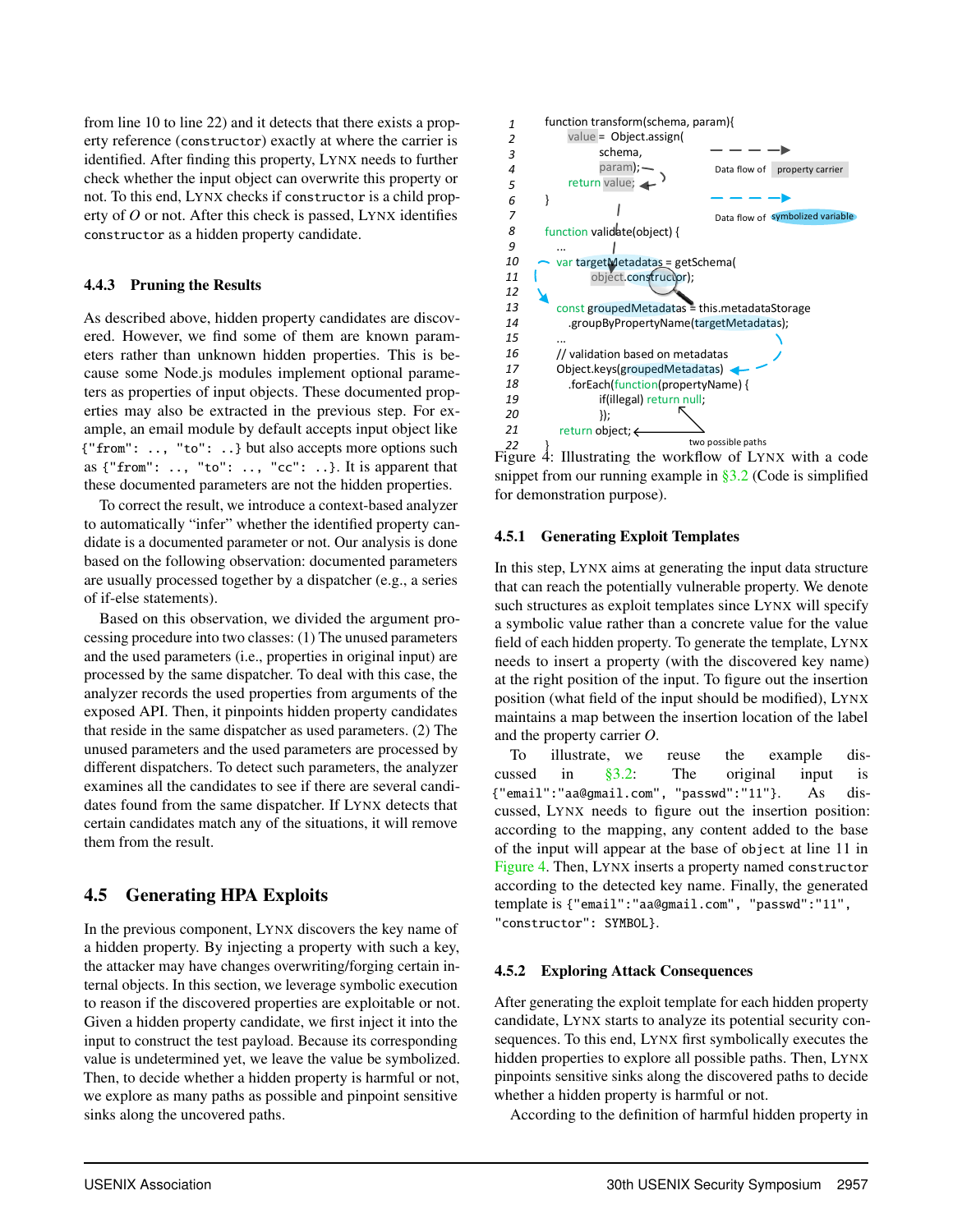from line 10 to line 22) and it detects that there exists a property reference (`constructor`) exactly at where the carrier is identified. After finding this property, LYNX needs to further check whether the input object can overwrite this property or not. To this end, LYNX checks if `constructor` is a child property of $O$ or not. After this check is passed, LYNX identifies `constructor` as a hidden property candidate.

#### 4.4.3 Pruning the Results

As described above, hidden property candidates are discovered. However, we find some of them are known parameters rather than unknown hidden properties. This is because some Node.js modules implement optional parameters as properties of input objects. These documented properties may also be extracted in the previous step. For example, an email module by default accepts input object like `{"from": .., "to": ..}` but also accepts more options such as `{"from": .., "to": .., "cc": ..}`. It is apparent that these documented parameters are not the hidden properties.

To correct the result, we introduce a context-based analyzer to automatically "infer" whether the identified property candidate is a documented parameter or not. Our analysis is done based on the following observation: documented parameters are usually processed together by a dispatcher (e.g., a series of if-else statements).

Based on this observation, we divided the argument processing procedure into two classes: (1) The unused parameters and the used parameters (i.e., properties in original input) are processed by the same dispatcher. To deal with this case, the analyzer records the used properties from arguments of the exposed API. Then, it pinpoints hidden property candidates that reside in the same dispatcher as used parameters. (2) The unused parameters and the used parameters are processed by different dispatchers. To detect such parameters, the analyzer examines all the candidates to see if there are several candidates found from the same dispatcher. If LYNX detects that certain candidates match any of the situations, it will remove them from the result.

### 4.5 Generating HPA Exploits

In the previous component, LYNX discovers the key name of a hidden property. By injecting a property with such a key, the attacker may have changes overwriting/forging certain internal objects. In this section, we leverage symbolic execution to reason if the discovered properties are exploitable or not. Given a hidden property candidate, we first inject it into the input to construct the test payload. Because its corresponding value is undetermined yet, we leave the value be symbolized. Then, to decide whether a hidden property is harmful or not, we explore as many paths as possible and pinpoint sensitive sinks along the uncovered paths.

```
1   function transform(schema, param){
2       value = Object.assign(
3           schema,
4           param);
5       return value;
6   }
7
8   function validate(object) {
9     ...
10    var targetMetadatas = getSchema(
11        object.constructor);
12
13    const groupedMetadatas = this.metadataStorage
14        .groupByPropertyName(targetMetadatas);
15    ...
16    // validation based on metadatas
17    Object.keys(groupedMetadatas)
18      .forEach(function(propertyName) {
19          if(illegal) return null;
20          });
21    return object;
22  }
```

Legend: Data flow of property carrier; Data flow of symbolized variable; two possible paths

Figure 4: Illustrating the workflow of LYNX with a code snippet from our running example in §3.2 (Code is simplified for demonstration purpose).

#### 4.5.1 Generating Exploit Templates

In this step, LYNX aims at generating the input data structure that can reach the potentially vulnerable property. We denote such structures as exploit templates since LYNX will specify a symbolic value rather than a concrete value for the value field of each hidden property. To generate the template, LYNX needs to insert a property (with the discovered key name) at the right position of the input. To figure out the insertion position (what field of the input should be modified), LYNX maintains a map between the insertion location of the label and the property carrier $O$.

To illustrate, we reuse the example discussed in §3.2: The original input is `{"email":"aa@gmail.com", "passwd":"11"}`. As discussed, LYNX needs to figure out the insertion position: according to the mapping, any content added to the base of the input will appear at the base of `object` at line 11 in Figure 4. Then, LYNX inserts a property named `constructor` according to the detected key name. Finally, the generated template is `{"email":"aa@gmail.com", "passwd":"11", "constructor": SYMBOL}`.

#### 4.5.2 Exploring Attack Consequences

After generating the exploit template for each hidden property candidate, LYNX starts to analyze its potential security consequences. To this end, LYNX first symbolically executes the hidden properties to explore all possible paths. Then, LYNX pinpoints sensitive sinks along the discovered paths to decide whether a hidden property is harmful or not.

According to the definition of harmful hidden property in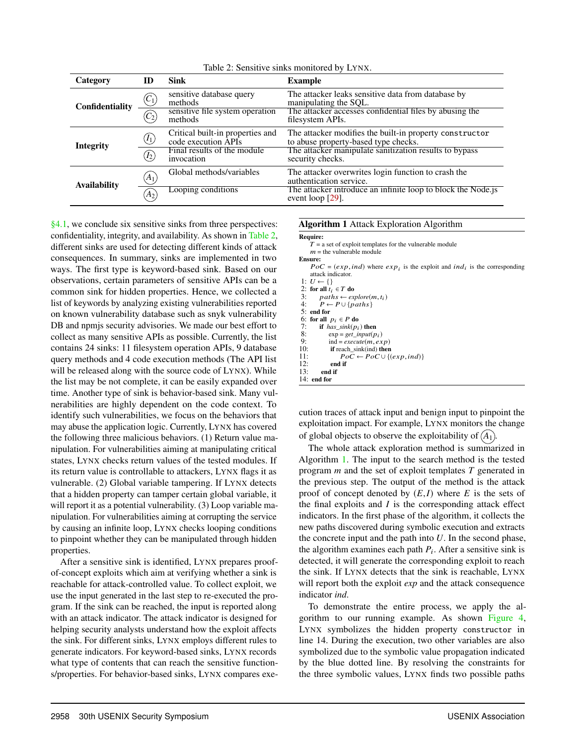Table 2: Sensitive sinks monitored by LYNX.

| Category | ID | Sink | Example |
|---|---|---|---|
| **Confidentiality** | $C_1$ | sensitive database query methods | The attacker leaks sensitive data from database by manipulating the SQL. |
| | $C_2$ | sensitive file system operation methods | The attacker accesses confidential files by abusing the filesystem APIs. |
| **Integrity** | $I_1$ | Critical built-in properties and code execution APIs | The attacker modifies the built-in property `constructor` to abuse property-based type checks. |
| | $I_2$ | Final results of the module invocation | The attacker manipulate sanitization results to bypass security checks. |
| **Availability** | $A_1$ | Global methods/variables | The attacker overwrites login function to crash the authentication service. |
| | $A_2$ | Looping conditions | The attacker introduce an infinite loop to block the Node.js event loop [29]. |

§4.1, we conclude six sensitive sinks from three perspectives: confidentiality, integrity, and availability. As shown in Table 2, different sinks are used for detecting different kinds of attack consequences. In summary, sinks are implemented in two ways. The first type is keyword-based sink. Based on our observations, certain parameters of sensitive APIs can be a common sink for hidden properties. Hence, we collected a list of keywords by analyzing existing vulnerabilities reported on known vulnerability database such as snyk vulnerability DB and npmjs security advisories. We made our best effort to collect as many sensitive APIs as possible. Currently, the list contains 24 sinks: 11 filesystem operation APIs, 9 database query methods and 4 code execution methods (The API list will be released along with the source code of LYNX). While the list may be not complete, it can be easily expanded over time. Another type of sink is behavior-based sink. Many vulnerabilities are highly dependent on the code context. To identify such vulnerabilities, we focus on the behaviors that may abuse the application logic. Currently, LYNX has covered the following three malicious behaviors. (1) Return value manipulation. For vulnerabilities aiming at manipulating critical states, LYNX checks return values of the tested modules. If its return value is controllable to attackers, LYNX flags it as vulnerable. (2) Global variable tampering. If LYNX detects that a hidden property can tamper certain global variable, it will report it as a potential vulnerability. (3) Loop variable manipulation. For vulnerabilities aiming at corrupting the service by causing an infinite loop, LYNX checks looping conditions to pinpoint whether they can be manipulated through hidden properties.

After a sensitive sink is identified, LYNX prepares proof-of-concept exploits which aim at verifying whether a sink is reachable for attack-controlled value. To collect exploit, we use the input generated in the last step to re-executed the program. If the sink can be reached, the input is reported along with an attack indicator. The attack indicator is designed for helping security analysts understand how the exploit affects the sink. For different sinks, LYNX employs different rules to generate indicators. For keyword-based sinks, LYNX records what type of contents that can reach the sensitive functions/properties. For behavior-based sinks, LYNX compares execution traces of attack input and benign input to pinpoint the exploitation impact. For example, LYNX monitors the change of global objects to observe the exploitability of $A_1$.

**Algorithm 1** Attack Exploration Algorithm

**Require:**
$T$ = a set of exploit templates for the vulnerable module
$m$ = the vulnerable module
**Ensure:**
$PoC = (exp, ind)$ where $exp_i$ is the exploit and $ind_i$ is the corresponding attack indicator.

```
1: U ← {}
2: for all t_i ∈ T do
3:     paths ← explore(m, t_i)
4:     P ← P ∪ {paths}
5: end for
6: for all p_i ∈ P do
7:     if has_sink(p_i) then
8:         exp = get_input(p_i)
9:         ind = execute(m, exp)
10:        if reach_sink(ind) then
11:            PoC ← PoC ∪ {(exp, ind)}
12:        end if
13:    end if
14: end for
```

The whole attack exploration method is summarized in Algorithm 1. The input to the search method is the tested program $m$ and the set of exploit templates $T$ generated in the previous step. The output of the method is the attack proof of concept denoted by $(E, I)$ where $E$ is the sets of the final exploits and $I$ is the corresponding attack effect indicators. In the first phase of the algorithm, it collects the new paths discovered during symbolic execution and extracts the concrete input and the path into $U$. In the second phase, the algorithm examines each path $P_i$. After a sensitive sink is detected, it will generate the corresponding exploit to reach the sink. If LYNX detects that the sink is reachable, LYNX will report both the exploit *exp* and the attack consequence indicator *ind*.

To demonstrate the entire process, we apply the algorithm to our running example. As shown in Figure 4, LYNX symbolizes the hidden property `constructor` in line 14. During the execution, two other variables are also symbolized due to the symbolic value propagation indicated by the blue dotted line. By resolving the constraints for the three symbolic values, LYNX finds two possible paths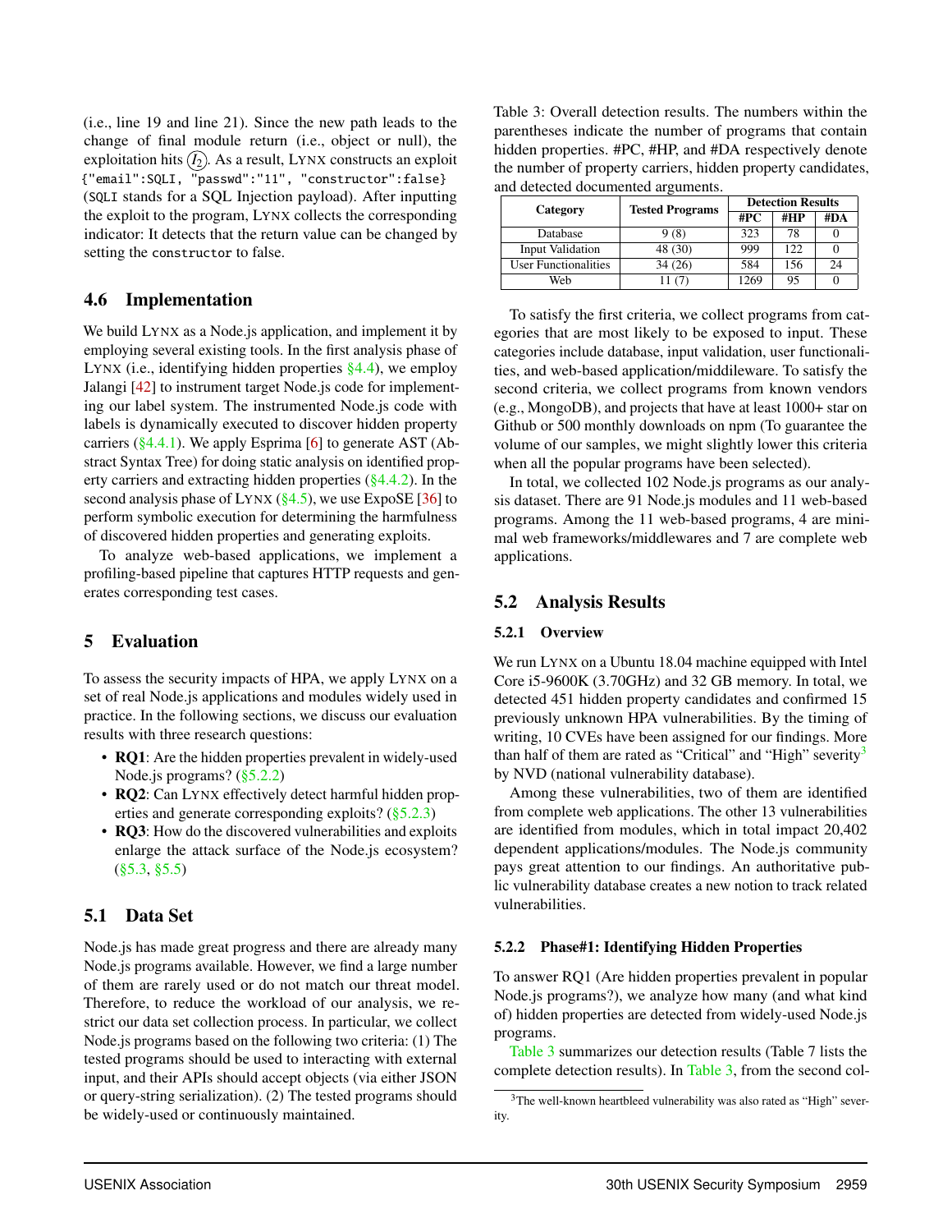(i.e., line 19 and line 21). Since the new path leads to the change of final module return (i.e., object or null), the exploitation hits $I_2$. As a result, LYNX constructs an exploit `{"email":SQLI, "passwd":"11", "constructor":false}` (SQLI stands for a SQL Injection payload). After inputting the exploit to the program, LYNX collects the corresponding indicator: It detects that the return value can be changed by setting the constructor to false.

### 4.6 Implementation

We build LYNX as a Node.js application, and implement it by employing several existing tools. In the first analysis phase of LYNX (i.e., identifying hidden properties §4.4), we employ Jalangi [42] to instrument target Node.js code for implementing our label system. The instrumented Node.js code with labels is dynamically executed to discover hidden property carriers (§4.4.1). We apply Esprima [6] to generate AST (Abstract Syntax Tree) for doing static analysis on identified property carriers and extracting hidden properties (§4.4.2). In the second analysis phase of LYNX (§4.5), we use ExpoSE [36] to perform symbolic execution for determining the harmfulness of discovered hidden properties and generating exploits.

To analyze web-based applications, we implement a profiling-based pipeline that captures HTTP requests and generates corresponding test cases.

## 5 Evaluation

To assess the security impacts of HPA, we apply LYNX on a set of real Node.js applications and modules widely used in practice. In the following sections, we discuss our evaluation results with three research questions:

- **RQ1**: Are the hidden properties prevalent in widely-used Node.js programs? (§5.2.2)
- **RQ2**: Can LYNX effectively detect harmful hidden properties and generate corresponding exploits? (§5.2.3)
- **RQ3**: How do the discovered vulnerabilities and exploits enlarge the attack surface of the Node.js ecosystem? (§5.3, §5.5)

### 5.1 Data Set

Node.js has made great progress and there are already many Node.js programs available. However, we find a large number of them are rarely used or do not match our threat model. Therefore, to reduce the workload of our analysis, we restrict our data set collection process. In particular, we collect Node.js programs based on the following two criteria: (1) The tested programs should be used to interacting with external input, and their APIs should accept objects (via either JSON or query-string serialization). (2) The tested programs should be widely-used or continuously maintained.

Table 3: Overall detection results. The numbers within the parentheses indicate the number of programs that contain hidden properties. #PC, #HP, and #DA respectively denote the number of property carriers, hidden property candidates, and detected documented arguments.

| Category | Tested Programs | Detection Results | | |
|---|---|---|---|---|
| | | #PC | #HP | #DA |
| Database | 9 (8) | 323 | 78 | 0 |
| Input Validation | 48 (30) | 999 | 122 | 0 |
| User Functionalities | 34 (26) | 584 | 156 | 24 |
| Web | 11 (7) | 1269 | 95 | 0 |

To satisfy the first criteria, we collect programs from categories that are most likely to be exposed to input. These categories include database, input validation, user functionalities, and web-based application/middileware. To satisfy the second criteria, we collect programs from known vendors (e.g., MongoDB), and projects that have at least 1000+ star on Github or 500 monthly downloads on npm (To guarantee the volume of our samples, we might slightly lower this criteria when all the popular programs have been selected).

In total, we collected 102 Node.js programs as our analysis dataset. There are 91 Node.js modules and 11 web-based programs. Among the 11 web-based programs, 4 are minimal web frameworks/middlewares and 7 are complete web applications.

### 5.2 Analysis Results

#### 5.2.1 Overview

We run LYNX on a Ubuntu 18.04 machine equipped with Intel Core i5-9600K (3.70GHz) and 32 GB memory. In total, we detected 451 hidden property candidates and confirmed 15 previously unknown HPA vulnerabilities. By the timing of writing, 10 CVEs have been assigned for our findings. More than half of them are rated as "Critical" and "High" severity[3] by NVD (national vulnerability database).

Among these vulnerabilities, two of them are identified from complete web applications. The other 13 vulnerabilities are identified from modules, which in total impact 20,402 dependent applications/modules. The Node.js community pays great attention to our findings. An authoritative public vulnerability database creates a new notion to track related vulnerabilities.

#### 5.2.2 Phase#1: Identifying Hidden Properties

To answer RQ1 (Are hidden properties prevalent in popular Node.js programs?), we analyze how many (and what kind of) hidden properties are detected from widely-used Node.js programs.

Table 3 summarizes our detection results (Table 7 lists the complete detection results). In Table 3, from the second col-

[3] The well-known heartbleed vulnerability was also rated as "High" severity.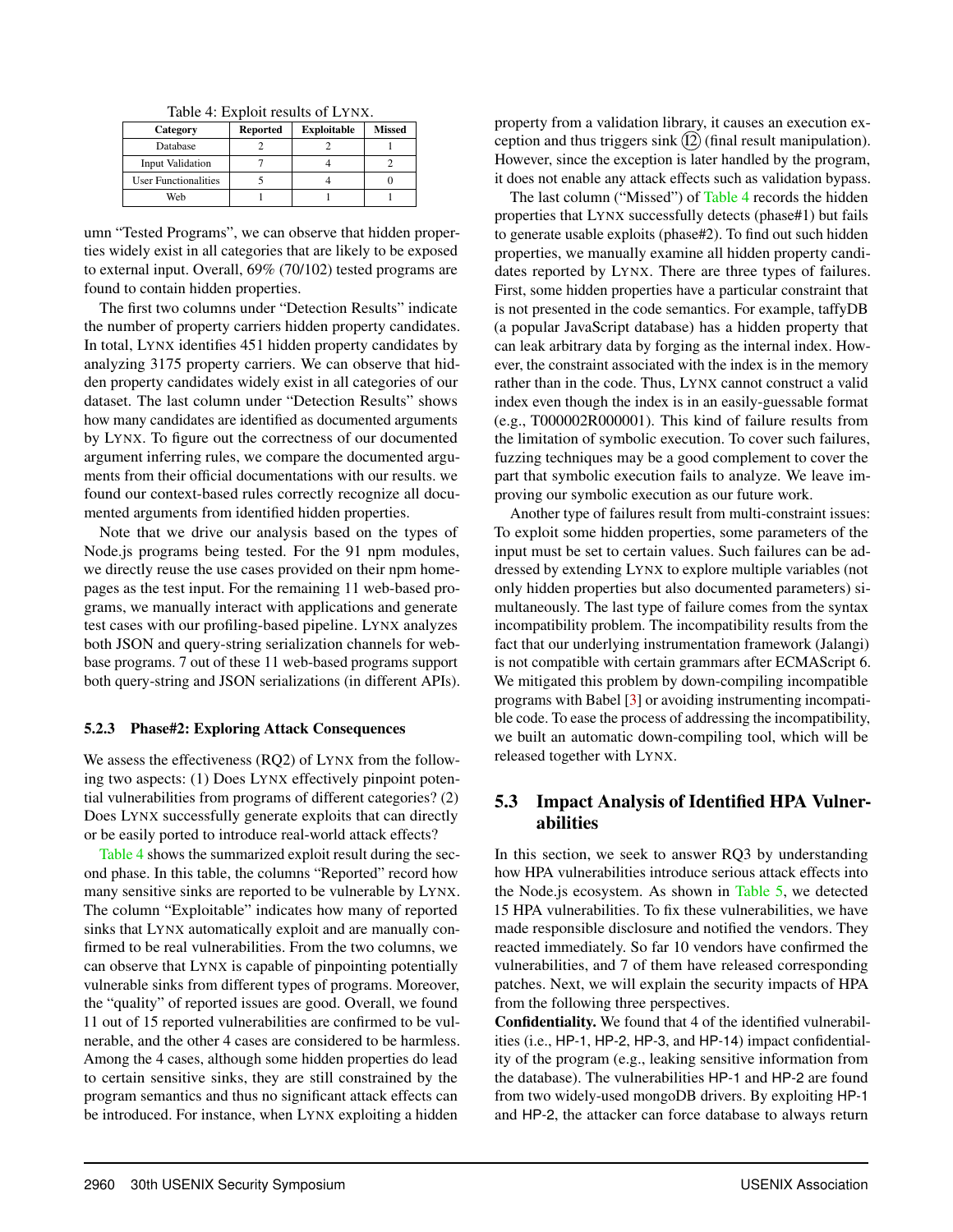Table 4: Exploit results of LYNX.

| Category | Reported | Exploitable | Missed |
|---|---|---|---|
| Database | 2 | 2 | 1 |
| Input Validation | 7 | 4 | 2 |
| User Functionalities | 5 | 4 | 0 |
| Web | 1 | 1 | 1 |

umn "Tested Programs", we can observe that hidden properties widely exist in all categories that are likely to be exposed to external input. Overall, 69% (70/102) tested programs are found to contain hidden properties.

The first two columns under "Detection Results" indicate the number of property carriers hidden property candidates. In total, LYNX identifies 451 hidden property candidates by analyzing 3175 property carriers. We can observe that hidden property candidates widely exist in all categories of our dataset. The last column under "Detection Results" shows how many candidates are identified as documented arguments by LYNX. To figure out the correctness of our documented argument inferring rules, we compare the documented arguments from their official documentations with our results. we found our context-based rules correctly recognize all documented arguments from identified hidden properties.

Note that we drive our analysis based on the types of Node.js programs being tested. For the 91 npm modules, we directly reuse the use cases provided on their npm homepages as the test input. For the remaining 11 web-based programs, we manually interact with applications and generate test cases with our profiling-based pipeline. LYNX analyzes both JSON and query-string serialization channels for web-base programs. 7 out of these 11 web-based programs support both query-string and JSON serializations (in different APIs).

#### 5.2.3 Phase#2: Exploring Attack Consequences

We assess the effectiveness (RQ2) of LYNX from the following two aspects: (1) Does LYNX effectively pinpoint potential vulnerabilities from programs of different categories? (2) Does LYNX successfully generate exploits that can directly or be easily ported to introduce real-world attack effects?

Table 4 shows the summarized exploit result during the second phase. In this table, the columns "Reported" record how many sensitive sinks are reported to be vulnerable by LYNX. The column "Exploitable" indicates how many of reported sinks that LYNX automatically exploit and are manually confirmed to be real vulnerabilities. From the two columns, we can observe that LYNX is capable of pinpointing potentially vulnerable sinks from different types of programs. Moreover, the "quality" of reported issues are good. Overall, we found 11 out of 15 reported vulnerabilities are confirmed to be vulnerable, and the other 4 cases are considered to be harmless. Among the 4 cases, although some hidden properties do lead to certain sensitive sinks, they are still constrained by the program semantics and thus no significant attack effects can be introduced. For instance, when LYNX exploiting a hidden property from a validation library, it causes an execution exception and thus triggers sink (12) (final result manipulation). However, since the exception is later handled by the program, it does not enable any attack effects such as validation bypass.

The last column ("Missed") of Table 4 records the hidden properties that LYNX successfully detects (phase#1) but fails to generate usable exploits (phase#2). To find out such hidden properties, we manually examine all hidden property candidates reported by LYNX. There are three types of failures. First, some hidden properties have a particular constraint that is not presented in the code semantics. For example, taffyDB (a popular JavaScript database) has a hidden property that can leak arbitrary data by forging as the internal index. However, the constraint associated with the index is in the memory rather than in the code. Thus, LYNX cannot construct a valid index even though the index is in an easily-guessable format (e.g., T000002R000001). This kind of failure results from the limitation of symbolic execution. To cover such failures, fuzzing techniques may be a good complement to cover the part that symbolic execution fails to analyze. We leave improving our symbolic execution as our future work.

Another type of failures result from multi-constraint issues: To exploit some hidden properties, some parameters of the input must be set to certain values. Such failures can be addressed by extending LYNX to explore multiple variables (not only hidden properties but also documented parameters) simultaneously. The last type of failure comes from the syntax incompatibility problem. The incompatibility results from the fact that our underlying instrumentation framework (Jalangi) is not compatible with certain grammars after ECMAScript 6. We mitigated this problem by down-compiling incompatible programs with Babel [3] or avoiding instrumenting incompatible code. To ease the process of addressing the incompatibility, we built an automatic down-compiling tool, which will be released together with LYNX.

## 5.3 Impact Analysis of Identified HPA Vulnerabilities

In this section, we seek to answer RQ3 by understanding how HPA vulnerabilities introduce serious attack effects into the Node.js ecosystem. As shown in Table 5, we detected 15 HPA vulnerabilities. To fix these vulnerabilities, we have made responsible disclosure and notified the vendors. They reacted immediately. So far 10 vendors have confirmed the vulnerabilities, and 7 of them have released corresponding patches. Next, we will explain the security impacts of HPA from the following three perspectives.

**Confidentiality.** We found that 4 of the identified vulnerabilities (i.e., HP-1, HP-2, HP-3, and HP-14) impact confidentiality of the program (e.g., leaking sensitive information from the database). The vulnerabilities HP-1 and HP-2 are found from two widely-used mongoDB drivers. By exploiting HP-1 and HP-2, the attacker can force database to always return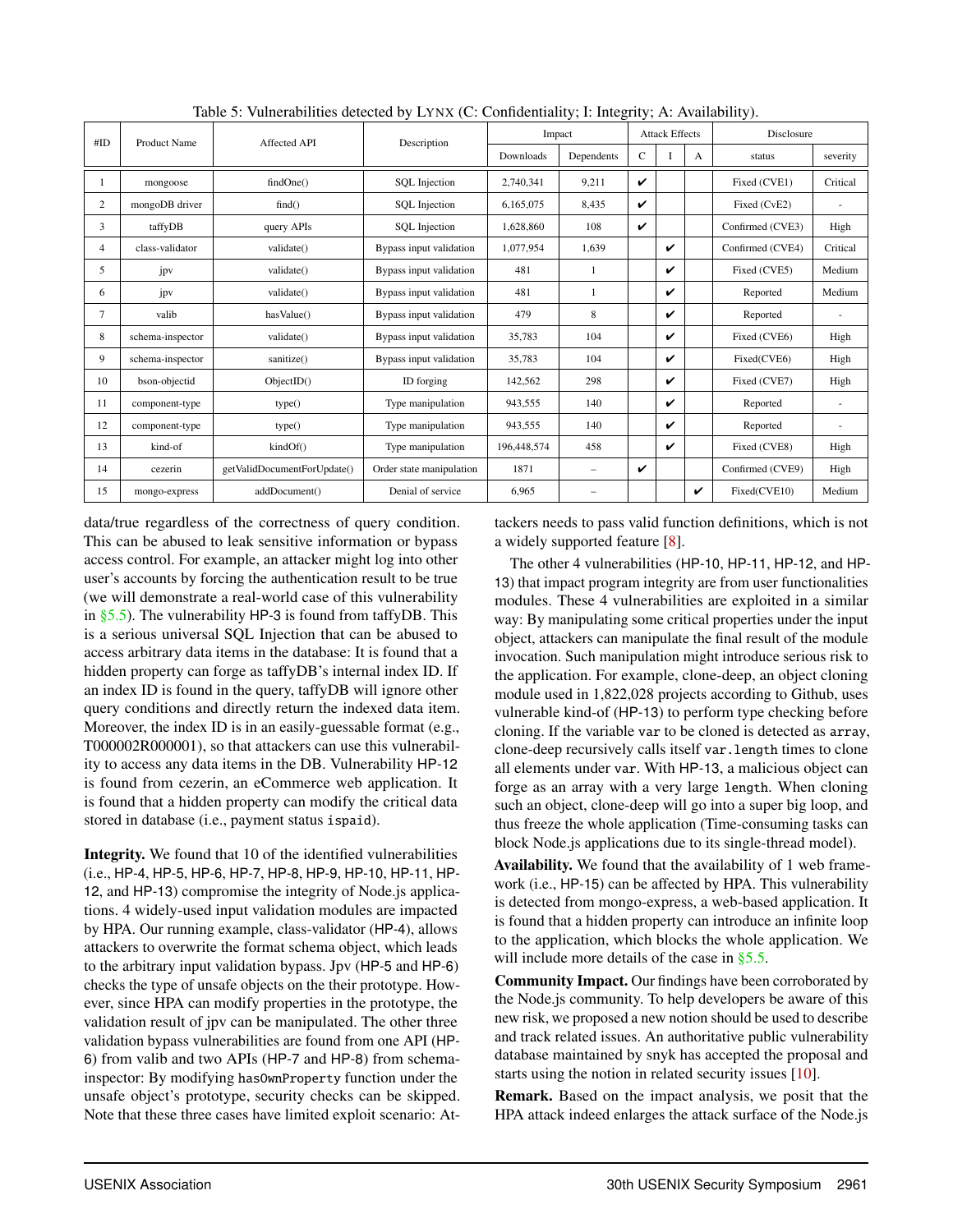Table 5: Vulnerabilities detected by LYNX (C: Confidentiality; I: Integrity; A: Availability).

| #ID | Product Name | Affected API | Description | Impact | | Attack Effects | | | Disclosure | |
|---|---|---|---|---|---|---|---|---|---|---|
| | | | | Downloads | Dependents | C | I | A | status | severity |
| 1 | mongoose | findOne() | SQL Injection | 2,740,341 | 9,211 | ✔ | | | Fixed (CVE1) | Critical |
| 2 | mongoDB driver | find() | SQL Injection | 6,165,075 | 8,435 | ✔ | | | Fixed (CvE2) | - |
| 3 | taffyDB | query APIs | SQL Injection | 1,628,860 | 108 | ✔ | | | Confirmed (CVE3) | High |
| 4 | class-validator | validate() | Bypass input validation | 1,077,954 | 1,639 | | ✔ | | Confirmed (CVE4) | Critical |
| 5 | jpv | validate() | Bypass input validation | 481 | 1 | | ✔ | | Fixed (CVE5) | Medium |
| 6 | jpv | validate() | Bypass input validation | 481 | 1 | | ✔ | | Reported | Medium |
| 7 | valib | hasValue() | Bypass input validation | 479 | 8 | | ✔ | | Reported | - |
| 8 | schema-inspector | validate() | Bypass input validation | 35,783 | 104 | | ✔ | | Fixed (CVE6) | High |
| 9 | schema-inspector | sanitize() | Bypass input validation | 35,783 | 104 | | ✔ | | Fixed(CVE6) | High |
| 10 | bson-objectid | ObjectID() | ID forging | 142,562 | 298 | | ✔ | | Fixed (CVE7) | High |
| 11 | component-type | type() | Type manipulation | 943,555 | 140 | | ✔ | | Reported | - |
| 12 | component-type | type() | Type manipulation | 943,555 | 140 | | ✔ | | Reported | - |
| 13 | kind-of | kindOf() | Type manipulation | 196,448,574 | 458 | | ✔ | | Fixed (CVE8) | High |
| 14 | cezerin | getValidDocumentForUpdate() | Order state manipulation | 1871 | – | ✔ | | | Confirmed (CVE9) | High |
| 15 | mongo-express | addDocument() | Denial of service | 6,965 | – | | | ✔ | Fixed(CVE10) | Medium |

data/true regardless of the correctness of query condition. This can be abused to leak sensitive information or bypass access control. For example, an attacker might log into other user's accounts by forcing the authentication result to be true (we will demonstrate a real-world case of this vulnerability in §5.5). The vulnerability HP-3 is found from taffyDB. This is a serious universal SQL Injection that can be abused to access arbitrary data items in the database: It is found that a hidden property can forge as taffyDB's internal index ID. If an index ID is found in the query, taffyDB will ignore other query conditions and directly return the indexed data item. Moreover, the index ID is in an easily-guessable format (e.g., T000002R000001), so that attackers can use this vulnerability to access any data items in the DB. Vulnerability HP-12 is found from cezerin, an eCommerce web application. It is found that a hidden property can modify the critical data stored in database (i.e., payment status `ispaid`).

**Integrity.** We found that 10 of the identified vulnerabilities (i.e., HP-4, HP-5, HP-6, HP-7, HP-8, HP-9, HP-10, HP-11, HP-12, and HP-13) compromise the integrity of Node.js applications. 4 widely-used input validation modules are impacted by HPA. Our running example, class-validator (HP-4), allows attackers to overwrite the format schema object, which leads to the arbitrary input validation bypass. Jpv (HP-5 and HP-6) checks the type of unsafe objects on the their prototype. However, since HPA can modify properties in the prototype, the validation result of jpv can be manipulated. The other three validation bypass vulnerabilities are found from one API (HP-6) from valib and two APIs (HP-7 and HP-8) from schema-inspector: By modifying `hasOwnProperty` function under the unsafe object's prototype, security checks can be skipped. Note that these three cases have limited exploit scenario: Attackers needs to pass valid function definitions, which is not a widely supported feature [8].

The other 4 vulnerabilities (HP-10, HP-11, HP-12, and HP-13) that impact program integrity are from user functionalities modules. These 4 vulnerabilities are exploited in a similar way: By manipulating some critical properties under the input object, attackers can manipulate the final result of the module invocation. Such manipulation might introduce serious risk to the application. For example, clone-deep, an object cloning module used in 1,822,028 projects according to Github, uses vulnerable kind-of (HP-13) to perform type checking before cloning. If the variable `var` to be cloned is detected as `array`, clone-deep recursively calls itself `var.length` times to clone all elements under `var`. With HP-13, a malicious object can forge as an array with a very large `length`. When cloning such an object, clone-deep will go into a super big loop, and thus freeze the whole application (Time-consuming tasks can block Node.js applications due to its single-thread model).

**Availability.** We found that the availability of 1 web framework (i.e., HP-15) can be affected by HPA. This vulnerability is detected from mongo-express, a web-based application. It is found that a hidden property can introduce an infinite loop to the application, which blocks the whole application. We will include more details of the case in §5.5.

**Community Impact.** Our findings have been corroborated by the Node.js community. To help developers be aware of this new risk, we proposed a new notion should be used to describe and track related issues. An authoritative public vulnerability database maintained by snyk has accepted the proposal and starts using the notion in related security issues [10].

**Remark.** Based on the impact analysis, we posit that the HPA attack indeed enlarges the attack surface of the Node.js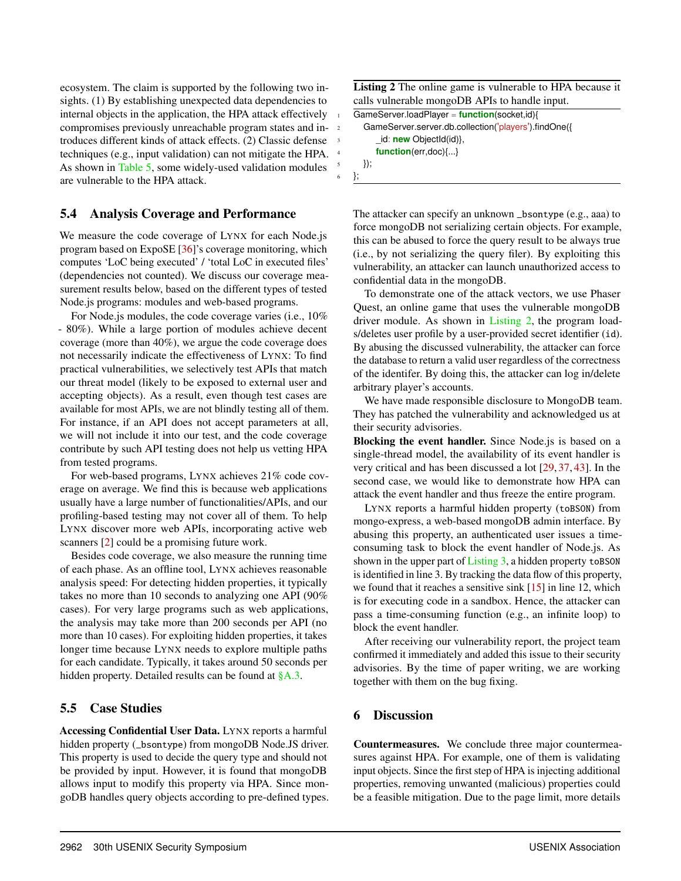ecosystem. The claim is supported by the following two insights. (1) By establishing unexpected data dependencies to internal objects in the application, the HPA attack effectively compromises previously unreachable program states and introduces different kinds of attack effects. (2) Classic defense techniques (e.g., input validation) can not mitigate the HPA. As shown in Table 5, some widely-used validation modules are vulnerable to the HPA attack.

## 5.4 Analysis Coverage and Performance

We measure the code coverage of LYNX for each Node.js program based on ExpoSE [36]'s coverage monitoring, which computes 'LoC being executed' / 'total LoC in executed files' (dependencies not counted). We discuss our coverage measurement results below, based on the different types of tested Node.js programs: modules and web-based programs.

For Node.js modules, the code coverage varies (i.e., 10% - 80%). While a large portion of modules achieve decent coverage (more than 40%), we argue the code coverage does not necessarily indicate the effectiveness of LYNX: To find practical vulnerabilities, we selectively test APIs that match our threat model (likely to be exposed to external user and accepting objects). As a result, even though test cases are available for most APIs, we are not blindly testing all of them. For instance, if an API does not accept parameters at all, we will not include it into our test, and the code coverage contribute by such API testing does not help us vetting HPA from tested programs.

For web-based programs, LYNX achieves 21% code coverage on average. We find this is because web applications usually have a large number of functionalities/APIs, and our profiling-based testing may not cover all of them. To help LYNX discover more web APIs, incorporating active web scanners [2] could be a promising future work.

Besides code coverage, we also measure the running time of each phase. As an offline tool, LYNX achieves reasonable analysis speed: For detecting hidden properties, it typically takes no more than 10 seconds to analyzing one API (90% cases). For very large programs such as web applications, the analysis may take more than 200 seconds per API (no more than 10 cases). For exploiting hidden properties, it takes longer time because LYNX needs to explore multiple paths for each candidate. Typically, it takes around 50 seconds per hidden property. Detailed results can be found at §A.3.

## 5.5 Case Studies

**Accessing Confidential User Data.** LYNX reports a harmful hidden property (_bsontype) from mongoDB Node.JS driver. This property is used to decide the query type and should not be provided by input. However, it is found that mongoDB allows input to modify this property via HPA. Since mongoDB handles query objects according to pre-defined types. The attacker can specify an unknown _bsontype (e.g., aaa) to force mongoDB not serializing certain objects. For example, this can be abused to force the query result to be always true (i.e., by not serializing the query filer). By exploiting this vulnerability, an attacker can launch unauthorized access to confidential data in the mongoDB.

**Listing 2** The online game is vulnerable to HPA because it calls vulnerable mongoDB APIs to handle input.

```
GameServer.loadPlayer = function(socket,id){
    GameServer.server.db.collection('players').findOne({
        _id: new ObjectId(id)},
        function(err,doc){...}
    });
};
```

To demonstrate one of the attack vectors, we use Phaser Quest, an online game that uses the vulnerable mongoDB driver module. As shown in Listing 2, the program loads/deletes user profile by a user-provided secret identifier (id). By abusing the discussed vulnerability, the attacker can force the database to return a valid user regardless of the correctness of the identifer. By doing this, the attacker can log in/delete arbitrary player's accounts.

We have made responsible disclosure to MongoDB team. They has patched the vulnerability and acknowledged us at their security advisories.

**Blocking the event handler.** Since Node.js is based on a single-thread model, the availability of its event handler is very critical and has been discussed a lot [29, 37, 43]. In the second case, we would like to demonstrate how HPA can attack the event handler and thus freeze the entire program.

LYNX reports a harmful hidden property (toBSON) from mongo-express, a web-based mongoDB admin interface. By abusing this property, an authenticated user issues a time-consuming task to block the event handler of Node.js. As shown in the upper part of Listing 3, a hidden property toBSON is identified in line 3. By tracking the data flow of this property, we found that it reaches a sensitive sink [15] in line 12, which is for executing code in a sandbox. Hence, the attacker can pass a time-consuming function (e.g., an infinite loop) to block the event handler.

After receiving our vulnerability report, the project team confirmed it immediately and added this issue to their security advisories. By the time of paper writing, we are working together with them on the bug fixing.

## 6 Discussion

**Countermeasures.** We conclude three major countermeasures against HPA. For example, one of them is validating input objects. Since the first step of HPA is injecting additional properties, removing unwanted (malicious) properties could be a feasible mitigation. Due to the page limit, more details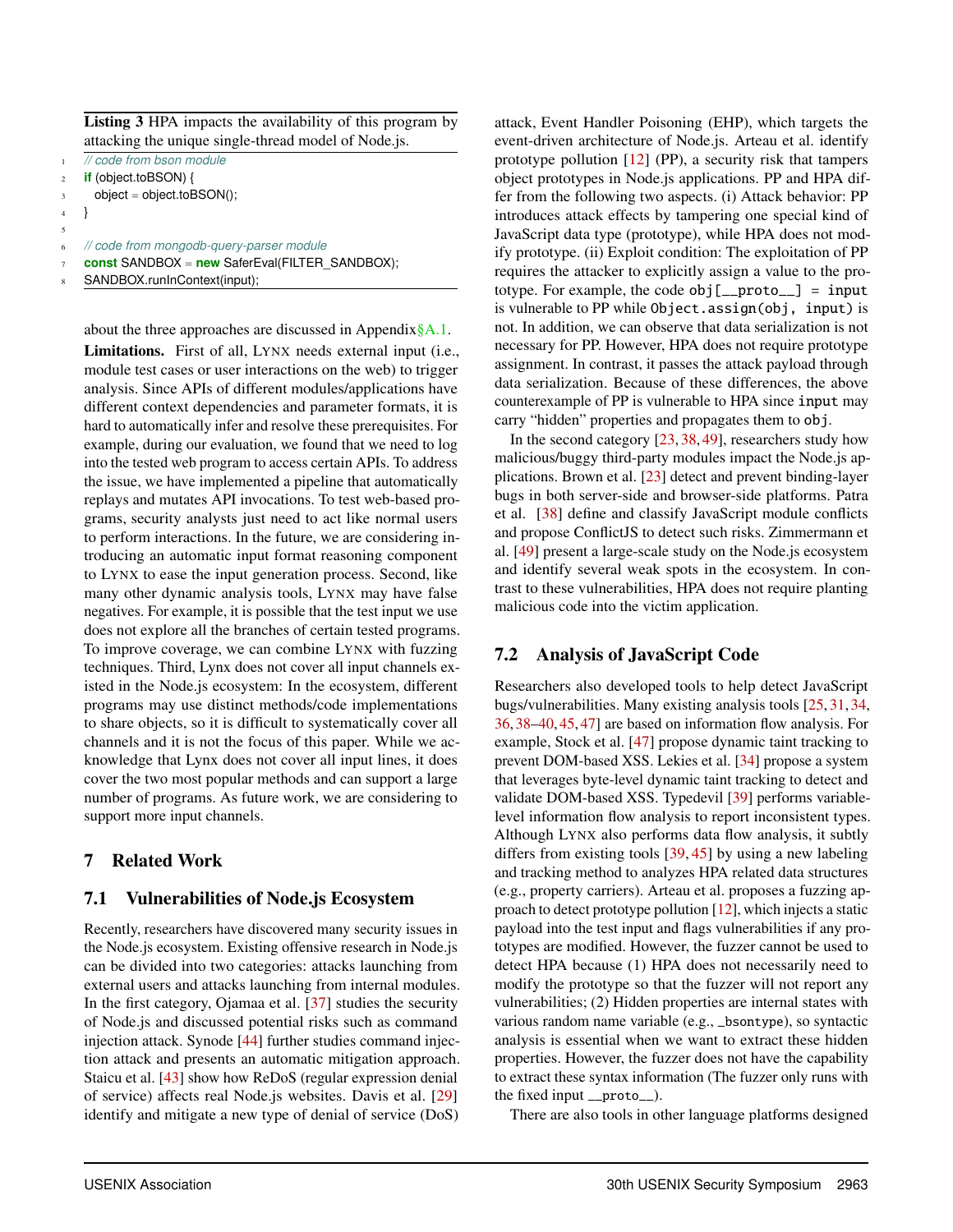**Listing 3** HPA impacts the availability of this program by attacking the unique single-thread model of Node.js.

```
// code from bson module
if (object.toBSON) {
  object = object.toBSON();
}

// code from mongodb-query-parser module
const SANDBOX = new SaferEval(FILTER_SANDBOX);
SANDBOX.runInContext(input);
```

about the three approaches are discussed in Appendix §A.1.

**Limitations.** First of all, LYNX needs external input (i.e., module test cases or user interactions on the web) to trigger analysis. Since APIs of different modules/applications have different context dependencies and parameter formats, it is hard to automatically infer and resolve these prerequisites. For example, during our evaluation, we found that we need to log into the tested web program to access certain APIs. To address the issue, we have implemented a pipeline that automatically replays and mutates API invocations. To test web-based programs, security analysts just need to act like normal users to perform interactions. In the future, we are considering introducing an automatic input format reasoning component to LYNX to ease the input generation process. Second, like many other dynamic analysis tools, LYNX may have false negatives. For example, it is possible that the test input we use does not explore all the branches of certain tested programs. To improve coverage, we can combine LYNX with fuzzing techniques. Third, Lynx does not cover all input channels existed in the Node.js ecosystem: In the ecosystem, different programs may use distinct methods/code implementations to share objects, so it is difficult to systematically cover all channels and it is not the focus of this paper. While we acknowledge that Lynx does not cover all input lines, it does cover the two most popular methods and can support a large number of programs. As future work, we are considering to support more input channels.

## 7 Related Work

### 7.1 Vulnerabilities of Node.js Ecosystem

Recently, researchers have discovered many security issues in the Node.js ecosystem. Existing offensive research in Node.js can be divided into two categories: attacks launching from external users and attacks launching from internal modules. In the first category, Ojamaa et al. [37] studies the security of Node.js and discussed potential risks such as command injection attack. Synode [44] further studies command injection attack and presents an automatic mitigation approach. Staicu et al. [43] show how ReDoS (regular expression denial of service) affects real Node.js websites. Davis et al. [29] identify and mitigate a new type of denial of service (DoS) attack, Event Handler Poisoning (EHP), which targets the event-driven architecture of Node.js. Arteau et al. identify prototype pollution [12] (PP), a security risk that tampers object prototypes in Node.js applications. PP and HPA differ from the following two aspects. (i) Attack behavior: PP introduces attack effects by tampering one special kind of JavaScript data type (prototype), while HPA does not modify prototype. (ii) Exploit condition: The exploitation of PP requires the attacker to explicitly assign a value to the prototype. For example, the code `obj[__proto__] = input` is vulnerable to PP while `Object.assign(obj, input)` is not. In addition, we can observe that data serialization is not necessary for PP. However, HPA does not require prototype assignment. In contrast, it passes the attack payload through data serialization. Because of these differences, the above counterexample of PP is vulnerable to HPA since `input` may carry "hidden" properties and propagates them to `obj`.

In the second category [23, 38, 49], researchers study how malicious/buggy third-party modules impact the Node.js applications. Brown et al. [23] detect and prevent binding-layer bugs in both server-side and browser-side platforms. Patra et al. [38] define and classify JavaScript module conflicts and propose ConflictJS to detect such risks. Zimmermann et al. [49] present a large-scale study on the Node.js ecosystem and identify several weak spots in the ecosystem. In contrast to these vulnerabilities, HPA does not require planting malicious code into the victim application.

### 7.2 Analysis of JavaScript Code

Researchers also developed tools to help detect JavaScript bugs/vulnerabilities. Many existing analysis tools [25, 31, 34, 36, 38–40, 45, 47] are based on information flow analysis. For example, Stock et al. [47] propose dynamic taint tracking to prevent DOM-based XSS. Lekies et al. [34] propose a system that leverages byte-level dynamic taint tracking to detect and validate DOM-based XSS. Typedevil [39] performs variable-level information flow analysis to report inconsistent types. Although LYNX also performs data flow analysis, it subtly differs from existing tools [39, 45] by using a new labeling and tracking method to analyzes HPA related data structures (e.g., property carriers). Arteau et al. proposes a fuzzing approach to detect prototype pollution [12], which injects a static payload into the test input and flags vulnerabilities if any prototypes are modified. However, the fuzzer cannot be used to detect HPA because (1) HPA does not necessarily need to modify the prototype so that the fuzzer will not report any vulnerabilities; (2) Hidden properties are internal states with various random name variable (e.g., `_bsontype`), so syntactic analysis is essential when we want to extract these hidden properties. However, the fuzzer does not have the capability to extract these syntax information (The fuzzer only runs with the fixed input `__proto__`).

There are also tools in other language platforms designed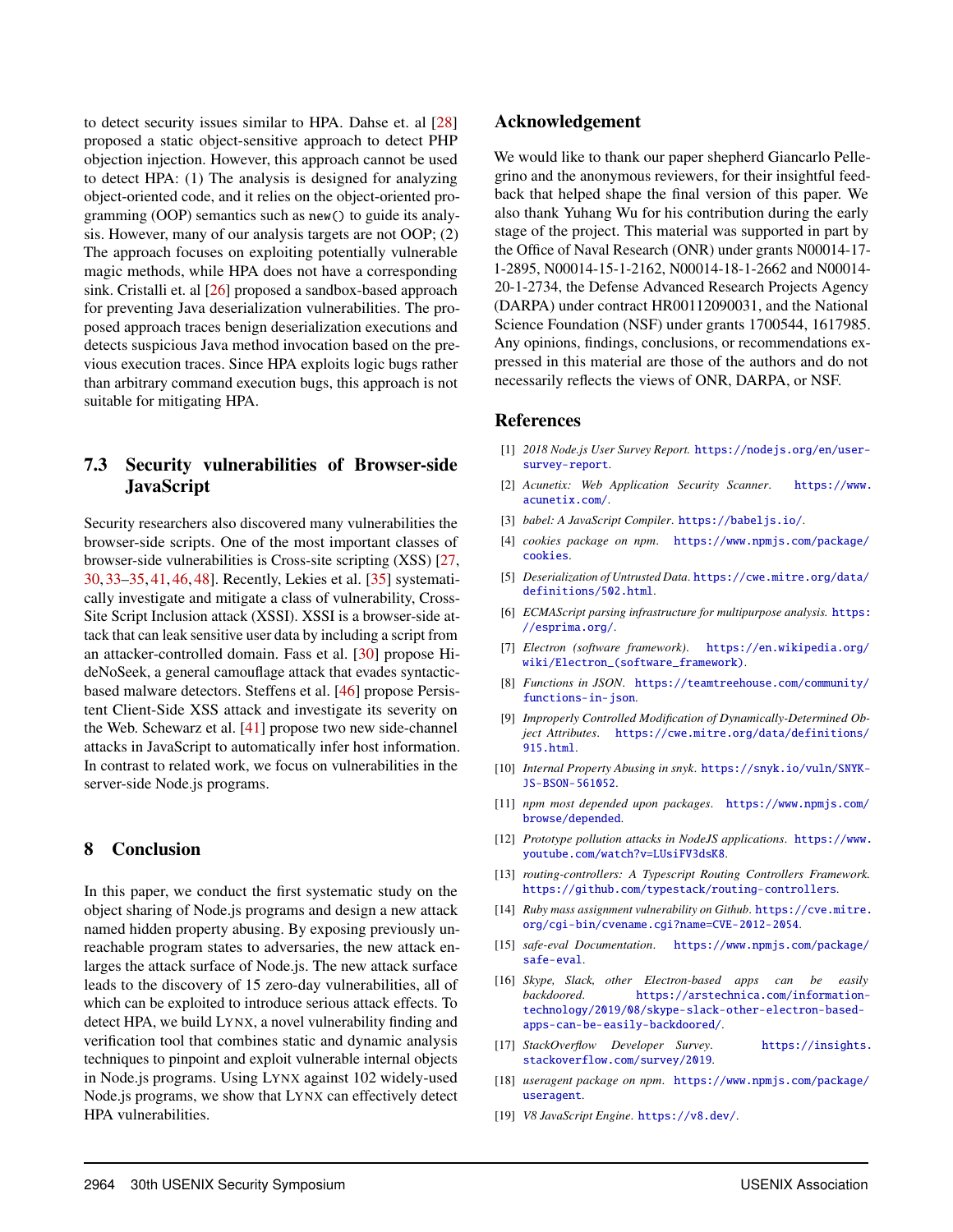to detect security issues similar to HPA. Dahse et. al [28] proposed a static object-sensitive approach to detect PHP objection injection. However, this approach cannot be used to detect HPA: (1) The analysis is designed for analyzing object-oriented code, and it relies on the object-oriented programming (OOP) semantics such as `new()` to guide its analysis. However, many of our analysis targets are not OOP; (2) The approach focuses on exploiting potentially vulnerable magic methods, while HPA does not have a corresponding sink. Cristalli et. al [26] proposed a sandbox-based approach for preventing Java deserialization vulnerabilities. The proposed approach traces benign deserialization executions and detects suspicious Java method invocation based on the previous execution traces. Since HPA exploits logic bugs rather than arbitrary command execution bugs, this approach is not suitable for mitigating HPA.

### 7.3 Security vulnerabilities of Browser-side JavaScript

Security researchers also discovered many vulnerabilities the browser-side scripts. One of the most important classes of browser-side vulnerabilities is Cross-site scripting (XSS) [27, 30, 33–35, 41, 46, 48]. Recently, Lekies et al. [35] systematically investigate and mitigate a class of vulnerability, Cross-Site Script Inclusion attack (XSSI). XSSI is a browser-side attack that can leak sensitive user data by including a script from an attacker-controlled domain. Fass et al. [30] propose HideNoSeek, a general camouflage attack that evades syntactic-based malware detectors. Steffens et al. [46] propose Persistent Client-Side XSS attack and investigate its severity on the Web. Schewarz et al. [41] propose two new side-channel attacks in JavaScript to automatically infer host information. In contrast to related work, we focus on vulnerabilities in the server-side Node.js programs.

## 8 Conclusion

In this paper, we conduct the first systematic study on the object sharing of Node.js programs and design a new attack named hidden property abusing. By exposing previously unreachable program states to adversaries, the new attack enlarges the attack surface of Node.js. The new attack surface leads to the discovery of 15 zero-day vulnerabilities, all of which can be exploited to introduce serious attack effects. To detect HPA, we build LYNX, a novel vulnerability finding and verification tool that combines static and dynamic analysis techniques to pinpoint and exploit vulnerable internal objects in Node.js programs. Using LYNX against 102 widely-used Node.js programs, we show that LYNX can effectively detect HPA vulnerabilities.

## Acknowledgement

We would like to thank our paper shepherd Giancarlo Pellegrino and the anonymous reviewers, for their insightful feedback that helped shape the final version of this paper. We also thank Yuhang Wu for his contribution during the early stage of the project. This material was supported in part by the Office of Naval Research (ONR) under grants N00014-17-1-2895, N00014-15-1-2162, N00014-18-1-2662 and N00014-20-1-2734, the Defense Advanced Research Projects Agency (DARPA) under contract HR00112090031, and the National Science Foundation (NSF) under grants 1700544, 1617985. Any opinions, findings, conclusions, or recommendations expressed in this material are those of the authors and do not necessarily reflects the views of ONR, DARPA, or NSF.

## References

[1] *2018 Node.js User Survey Report*. https://nodejs.org/en/user-survey-report.

[2] *Acunetix: Web Application Security Scanner*. https://www.acunetix.com/.

[3] *babel: A JavaScript Compiler*. https://babeljs.io/.

[4] *cookies package on npm*. https://www.npmjs.com/package/cookies.

[5] *Deserialization of Untrusted Data*. https://cwe.mitre.org/data/definitions/502.html.

[6] *ECMAScript parsing infrastructure for multipurpose analysis*. https://esprima.org/.

[7] *Electron (software framework)*. https://en.wikipedia.org/wiki/Electron_(software_framework).

[8] *Functions in JSON*. https://teamtreehouse.com/community/functions-in-json.

[9] *Improperly Controlled Modification of Dynamically-Determined Object Attributes*. https://cwe.mitre.org/data/definitions/915.html.

[10] *Internal Property Abusing in snyk*. https://snyk.io/vuln/SNYK-JS-BSON-561052.

[11] *npm most depended upon packages*. https://www.npmjs.com/browse/depended.

[12] *Prototype pollution attacks in NodeJS applications*. https://www.youtube.com/watch?v=LUsiFV3dsK8.

[13] *routing-controllers: A Typescript Routing Controllers Framework*. https://github.com/typestack/routing-controllers.

[14] *Ruby mass assignment vulnerability on Github*. https://cve.mitre.org/cgi-bin/cvename.cgi?name=CVE-2012-2054.

[15] *safe-eval Documentation*. https://www.npmjs.com/package/safe-eval.

[16] *Skype, Slack, other Electron-based apps can be easily backdoored*. https://arstechnica.com/information-technology/2019/08/skype-slack-other-electron-based-apps-can-be-easily-backdoored/.

[17] *StackOverflow Developer Survey*. https://insights.stackoverflow.com/survey/2019.

[18] *useragent package on npm*. https://www.npmjs.com/package/useragent.

[19] *V8 JavaScript Engine*. https://v8.dev/.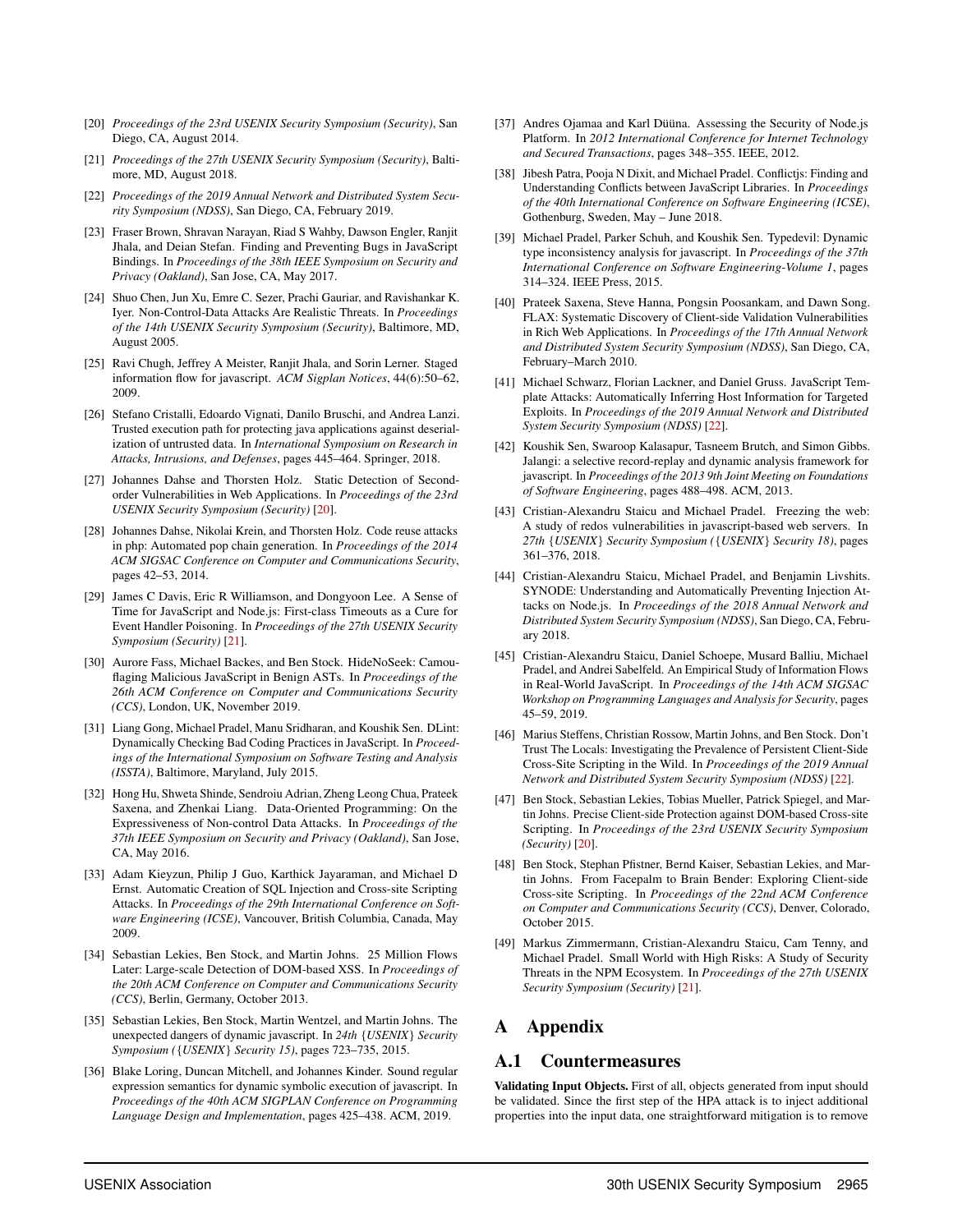[20] *Proceedings of the 23rd USENIX Security Symposium (Security)*, San Diego, CA, August 2014.

[21] *Proceedings of the 27th USENIX Security Symposium (Security)*, Baltimore, MD, August 2018.

[22] *Proceedings of the 2019 Annual Network and Distributed System Security Symposium (NDSS)*, San Diego, CA, February 2019.

[23] Fraser Brown, Shravan Narayan, Riad S Wahby, Dawson Engler, Ranjit Jhala, and Deian Stefan. Finding and Preventing Bugs in JavaScript Bindings. In *Proceedings of the 38th IEEE Symposium on Security and Privacy (Oakland)*, San Jose, CA, May 2017.

[24] Shuo Chen, Jun Xu, Emre C. Sezer, Prachi Gauriar, and Ravishankar K. Iyer. Non-Control-Data Attacks Are Realistic Threats. In *Proceedings of the 14th USENIX Security Symposium (Security)*, Baltimore, MD, August 2005.

[25] Ravi Chugh, Jeffrey A Meister, Ranjit Jhala, and Sorin Lerner. Staged information flow for javascript. *ACM Sigplan Notices*, 44(6):50–62, 2009.

[26] Stefano Cristalli, Edoardo Vignati, Danilo Bruschi, and Andrea Lanzi. Trusted execution path for protecting java applications against deserialization of untrusted data. In *International Symposium on Research in Attacks, Intrusions, and Defenses*, pages 445–464. Springer, 2018.

[27] Johannes Dahse and Thorsten Holz. Static Detection of Second-order Vulnerabilities in Web Applications. In *Proceedings of the 23rd USENIX Security Symposium (Security)* [20].

[28] Johannes Dahse, Nikolai Krein, and Thorsten Holz. Code reuse attacks in php: Automated pop chain generation. In *Proceedings of the 2014 ACM SIGSAC Conference on Computer and Communications Security*, pages 42–53, 2014.

[29] James C Davis, Eric R Williamson, and Dongyoon Lee. A Sense of Time for JavaScript and Node.js: First-class Timeouts as a Cure for Event Handler Poisoning. In *Proceedings of the 27th USENIX Security Symposium (Security)* [21].

[30] Aurore Fass, Michael Backes, and Ben Stock. HideNoSeek: Camouflaging Malicious JavaScript in Benign ASTs. In *Proceedings of the 26th ACM Conference on Computer and Communications Security (CCS)*, London, UK, November 2019.

[31] Liang Gong, Michael Pradel, Manu Sridharan, and Koushik Sen. DLint: Dynamically Checking Bad Coding Practices in JavaScript. In *Proceedings of the International Symposium on Software Testing and Analysis (ISSTA)*, Baltimore, Maryland, July 2015.

[32] Hong Hu, Shweta Shinde, Sendroiu Adrian, Zheng Leong Chua, Prateek Saxena, and Zhenkai Liang. Data-Oriented Programming: On the Expressiveness of Non-control Data Attacks. In *Proceedings of the 37th IEEE Symposium on Security and Privacy (Oakland)*, San Jose, CA, May 2016.

[33] Adam Kieyzun, Philip J Guo, Karthick Jayaraman, and Michael D Ernst. Automatic Creation of SQL Injection and Cross-site Scripting Attacks. In *Proceedings of the 29th International Conference on Software Engineering (ICSE)*, Vancouver, British Columbia, Canada, May 2009.

[34] Sebastian Lekies, Ben Stock, and Martin Johns. 25 Million Flows Later: Large-scale Detection of DOM-based XSS. In *Proceedings of the 20th ACM Conference on Computer and Communications Security (CCS)*, Berlin, Germany, October 2013.

[35] Sebastian Lekies, Ben Stock, Martin Wentzel, and Martin Johns. The unexpected dangers of dynamic javascript. In *24th {USENIX} Security Symposium ({USENIX} Security 15)*, pages 723–735, 2015.

[36] Blake Loring, Duncan Mitchell, and Johannes Kinder. Sound regular expression semantics for dynamic symbolic execution of javascript. In *Proceedings of the 40th ACM SIGPLAN Conference on Programming Language Design and Implementation*, pages 425–438. ACM, 2019.

[37] Andres Ojamaa and Karl Düüna. Assessing the Security of Node.js Platform. In *2012 International Conference for Internet Technology and Secured Transactions*, pages 348–355. IEEE, 2012.

[38] Jibesh Patra, Pooja N Dixit, and Michael Pradel. Conflictjs: Finding and Understanding Conflicts between JavaScript Libraries. In *Proceedings of the 40th International Conference on Software Engineering (ICSE)*, Gothenburg, Sweden, May – June 2018.

[39] Michael Pradel, Parker Schuh, and Koushik Sen. Typedevil: Dynamic type inconsistency analysis for javascript. In *Proceedings of the 37th International Conference on Software Engineering-Volume 1*, pages 314–324. IEEE Press, 2015.

[40] Prateek Saxena, Steve Hanna, Pongsin Poosankam, and Dawn Song. FLAX: Systematic Discovery of Client-side Validation Vulnerabilities in Rich Web Applications. In *Proceedings of the 17th Annual Network and Distributed System Security Symposium (NDSS)*, San Diego, CA, February–March 2010.

[41] Michael Schwarz, Florian Lackner, and Daniel Gruss. JavaScript Template Attacks: Automatically Inferring Host Information for Targeted Exploits. In *Proceedings of the 2019 Annual Network and Distributed System Security Symposium (NDSS)* [22].

[42] Koushik Sen, Swaroop Kalasapur, Tasneem Brutch, and Simon Gibbs. Jalangi: a selective record-replay and dynamic analysis framework for javascript. In *Proceedings of the 2013 9th Joint Meeting on Foundations of Software Engineering*, pages 488–498. ACM, 2013.

[43] Cristian-Alexandru Staicu and Michael Pradel. Freezing the web: A study of redos vulnerabilities in javascript-based web servers. In *27th {USENIX} Security Symposium ({USENIX} Security 18)*, pages 361–376, 2018.

[44] Cristian-Alexandru Staicu, Michael Pradel, and Benjamin Livshits. SYNODE: Understanding and Automatically Preventing Injection Attacks on Node.js. In *Proceedings of the 2018 Annual Network and Distributed System Security Symposium (NDSS)*, San Diego, CA, February 2018.

[45] Cristian-Alexandru Staicu, Daniel Schoepe, Musard Balliu, Michael Pradel, and Andrei Sabelfeld. An Empirical Study of Information Flows in Real-World JavaScript. In *Proceedings of the 14th ACM SIGSAC Workshop on Programming Languages and Analysis for Security*, pages 45–59, 2019.

[46] Marius Steffens, Christian Rossow, Martin Johns, and Ben Stock. Don't Trust The Locals: Investigating the Prevalence of Persistent Client-Side Cross-Site Scripting in the Wild. In *Proceedings of the 2019 Annual Network and Distributed System Security Symposium (NDSS)* [22].

[47] Ben Stock, Sebastian Lekies, Tobias Mueller, Patrick Spiegel, and Martin Johns. Precise Client-side Protection against DOM-based Cross-site Scripting. In *Proceedings of the 23rd USENIX Security Symposium (Security)* [20].

[48] Ben Stock, Stephan Pfistner, Bernd Kaiser, Sebastian Lekies, and Martin Johns. From Facepalm to Brain Bender: Exploring Client-side Cross-site Scripting. In *Proceedings of the 22nd ACM Conference on Computer and Communications Security (CCS)*, Denver, Colorado, October 2015.

[49] Markus Zimmermann, Cristian-Alexandru Staicu, Cam Tenny, and Michael Pradel. Small World with High Risks: A Study of Security Threats in the NPM Ecosystem. In *Proceedings of the 27th USENIX Security Symposium (Security)* [21].

# A Appendix

## A.1 Countermeasures

**Validating Input Objects.** First of all, objects generated from input should be validated. Since the first step of the HPA attack is to inject additional properties into the input data, one straightforward mitigation is to remove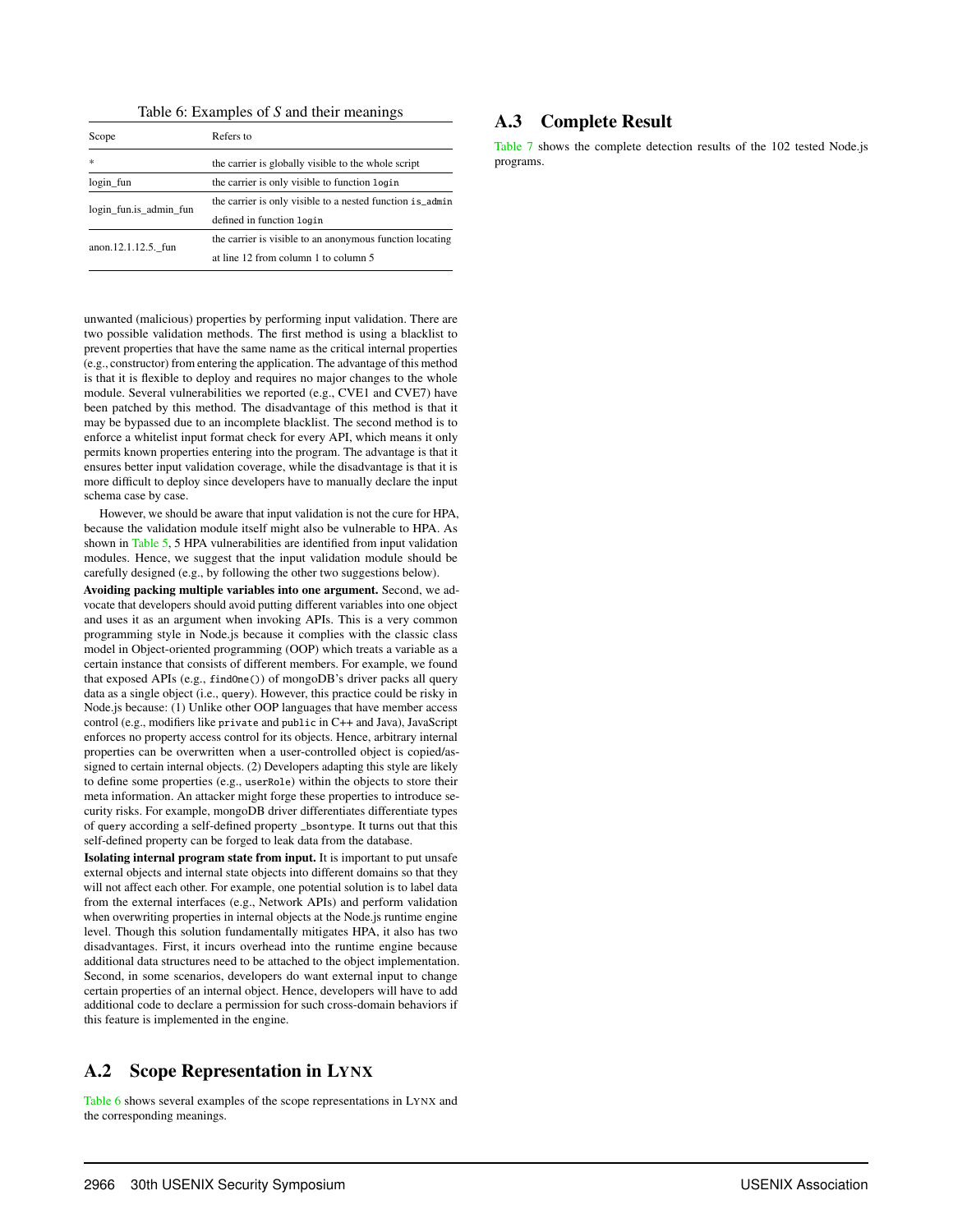Table 6: Examples of *S* and their meanings

| Scope | Refers to |
|---|---|
| * | the carrier is globally visible to the whole script |
| login_fun | the carrier is only visible to function `login` |
| login_fun.is_admin_fun | the carrier is only visible to a nested function `is_admin` defined in function `login` |
| anon.12.1.12.5._fun | the carrier is visible to an anonymous function locating at line 12 from column 1 to column 5 |

unwanted (malicious) properties by performing input validation. There are two possible validation methods. The first method is using a blacklist to prevent properties that have the same name as the critical internal properties (e.g., constructor) from entering the application. The advantage of this method is that it is flexible to deploy and requires no major changes to the whole module. Several vulnerabilities we reported (e.g., CVE1 and CVE7) have been patched by this method. The disadvantage of this method is that it may be bypassed due to an incomplete blacklist. The second method is to enforce a whitelist input format check for every API, which means it only permits known properties entering into the program. The advantage is that it ensures better input validation coverage, while the disadvantage is that it is more difficult to deploy since developers have to manually declare the input schema case by case.

However, we should be aware that input validation is not the cure for HPA, because the validation module itself might also be vulnerable to HPA. As shown in Table 5, 5 HPA vulnerabilities are identified from input validation modules. Hence, we suggest that the input validation module should be carefully designed (e.g., by following the other two suggestions below).

**Avoiding packing multiple variables into one argument.** Second, we advocate that developers should avoid putting different variables into one object and uses it as an argument when invoking APIs. This is a very common programming style in Node.js because it complies with the classic class model in Object-oriented programming (OOP) which treats a variable as a certain instance that consists of different members. For example, we found that exposed APIs (e.g., `findOne()`) of mongoDB's driver packs all query data as a single object (i.e., `query`). However, this practice could be risky in Node.js because: (1) Unlike other OOP languages that have member access control (e.g., modifiers like `private` and `public` in C++ and Java), JavaScript enforces no property access control for its objects. Hence, arbitrary internal properties can be overwritten when a user-controlled object is copied/assigned to certain internal objects. (2) Developers adapting this style are likely to define some properties (e.g., `userRole`) within the objects to store their meta information. An attacker might forge these properties to introduce security risks. For example, mongoDB driver differentiates differentiate types of `query` according a self-defined property `_bsontype`. It turns out that this self-defined property can be forged to leak data from the database.

**Isolating internal program state from input.** It is important to put unsafe external objects and internal state objects into different domains so that they will not affect each other. For example, one potential solution is to label data from the external interfaces (e.g., Network APIs) and perform validation when overwriting properties in internal objects at the Node.js runtime engine level. Though this solution fundamentally mitigates HPA, it also has two disadvantages. First, it incurs overhead into the runtime engine because additional data structures need to be attached to the object implementation. Second, in some scenarios, developers do want external input to change certain properties of an internal object. Hence, developers will have to add additional code to declare a permission for such cross-domain behaviors if this feature is implemented in the engine.

## A.2 Scope Representation in LYNX

Table 6 shows several examples of the scope representations in LYNX and the corresponding meanings.

## A.3 Complete Result

Table 7 shows the complete detection results of the 102 tested Node.js programs.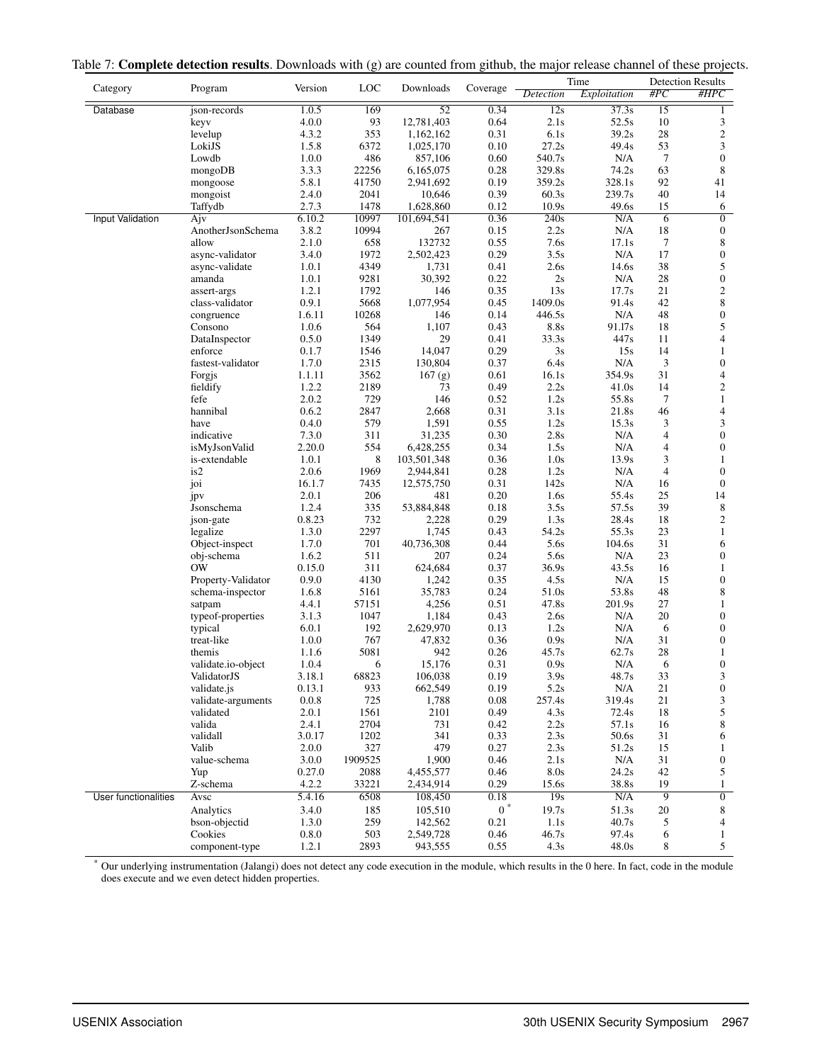Table 7: **Complete detection results**. Downloads with (g) are counted from github, the major release channel of these projects.

| Category | Program | Version | LOC | Downloads | Coverage | Time | | Detection Results | |
|---|---|---|---|---|---|---|---|---|---|
| | | | | | | *Detection* | *Exploitation* | *#PC* | *#HPC* |
| Database | json-records | 1.0.5 | 169 | 52 | 0.34 | 12s | 37.3s | 15 | 1 |
| | keyv | 4.0.0 | 93 | 12,781,403 | 0.64 | 2.1s | 52.5s | 10 | 3 |
| | levelup | 4.3.2 | 353 | 1,162,162 | 0.31 | 6.1s | 39.2s | 28 | 2 |
| | LokiJS | 1.5.8 | 6372 | 1,025,170 | 0.10 | 27.2s | 49.4s | 53 | 3 |
| | Lowdb | 1.0.0 | 486 | 857,106 | 0.60 | 540.7s | N/A | 7 | 0 |
| | mongoDB | 3.3.3 | 22256 | 6,165,075 | 0.28 | 329.8s | 74.2s | 63 | 8 |
| | mongoose | 5.8.1 | 41750 | 2,941,692 | 0.19 | 359.2s | 328.1s | 92 | 41 |
| | mongoist | 2.4.0 | 2041 | 10,646 | 0.39 | 60.3s | 239.7s | 40 | 14 |
| | Taffydb | 2.7.3 | 1478 | 1,628,860 | 0.12 | 10.9s | 49.6s | 15 | 6 |
| Input Validation | Ajv | 6.10.2 | 10997 | 101,694,541 | 0.36 | 240s | N/A | 6 | 0 |
| | AnotherJsonSchema | 3.8.2 | 10994 | 267 | 0.15 | 2.2s | N/A | 18 | 0 |
| | allow | 2.1.0 | 658 | 132732 | 0.55 | 7.6s | 17.1s | 7 | 8 |
| | async-validator | 3.4.0 | 1972 | 2,502,423 | 0.29 | 3.5s | N/A | 17 | 0 |
| | async-validate | 1.0.1 | 4349 | 1,731 | 0.41 | 2.6s | 14.6s | 38 | 5 |
| | amanda | 1.0.1 | 9281 | 30,392 | 0.22 | 2s | N/A | 28 | 0 |
| | assert-args | 1.2.1 | 1792 | 146 | 0.35 | 13s | 17.7s | 21 | 2 |
| | class-validator | 0.9.1 | 5668 | 1,077,954 | 0.45 | 1409.0s | 91.4s | 42 | 8 |
| | congruence | 1.6.11 | 10268 | 146 | 0.14 | 446.5s | N/A | 48 | 0 |
| | Consono | 1.0.6 | 564 | 1,107 | 0.43 | 8.8s | 91.l7s | 18 | 5 |
| | DataInspector | 0.5.0 | 1349 | 29 | 0.41 | 33.3s | 447s | 11 | 4 |
| | enforce | 0.1.7 | 1546 | 14,047 | 0.29 | 3s | 15s | 14 | 1 |
| | fastest-validator | 1.7.0 | 2315 | 130,804 | 0.37 | 6.4s | N/A | 3 | 0 |
| | Forgjs | 1.1.11 | 3562 | 167 (g) | 0.61 | 16.1s | 354.9s | 31 | 4 |
| | fieldify | 1.2.2 | 2189 | 73 | 0.49 | 2.2s | 41.0s | 14 | 2 |
| | fefe | 2.0.2 | 729 | 146 | 0.52 | 1.2s | 55.8s | 7 | 1 |
| | hannibal | 0.6.2 | 2847 | 2,668 | 0.31 | 3.1s | 21.8s | 46 | 4 |
| | have | 0.4.0 | 579 | 1,591 | 0.55 | 1.2s | 15.3s | 3 | 3 |
| | indicative | 7.3.0 | 311 | 31,235 | 0.30 | 2.8s | N/A | 4 | 0 |
| | isMyJsonValid | 2.20.0 | 554 | 6,428,255 | 0.34 | 1.5s | N/A | 4 | 0 |
| | is-extendable | 1.0.1 | 8 | 103,501,348 | 0.36 | 1.0s | 13.9s | 3 | 1 |
| | is2 | 2.0.6 | 1969 | 2,944,841 | 0.28 | 1.2s | N/A | 4 | 0 |
| | joi | 16.1.7 | 7435 | 12,575,750 | 0.31 | 142s | N/A | 16 | 0 |
| | jpv | 2.0.1 | 206 | 481 | 0.20 | 1.6s | 55.4s | 25 | 14 |
| | Jsonschema | 1.2.4 | 335 | 53,884,848 | 0.18 | 3.5s | 57.5s | 39 | 8 |
| | json-gate | 0.8.23 | 732 | 2,228 | 0.29 | 1.3s | 28.4s | 18 | 2 |
| | legalize | 1.3.0 | 2297 | 1,745 | 0.43 | 54.2s | 55.3s | 23 | 1 |
| | Object-inspect | 1.7.0 | 701 | 40,736,308 | 0.44 | 5.6s | 104.6s | 31 | 6 |
| | obj-schema | 1.6.2 | 511 | 207 | 0.24 | 5.6s | N/A | 23 | 0 |
| | OW | 0.15.0 | 311 | 624,684 | 0.37 | 36.9s | 43.5s | 16 | 1 |
| | Property-Validator | 0.9.0 | 4130 | 1,242 | 0.35 | 4.5s | N/A | 15 | 0 |
| | schema-inspector | 1.6.8 | 5161 | 35,783 | 0.24 | 51.0s | 53.8s | 48 | 8 |
| | satpam | 4.4.1 | 57151 | 4,256 | 0.51 | 47.8s | 201.9s | 27 | 1 |
| | typeof-properties | 3.1.3 | 1047 | 1,184 | 0.43 | 2.6s | N/A | 20 | 0 |
| | typical | 6.0.1 | 192 | 2,629,970 | 0.13 | 1.2s | N/A | 6 | 0 |
| | treat-like | 1.0.0 | 767 | 47,832 | 0.36 | 0.9s | N/A | 31 | 0 |
| | themis | 1.1.6 | 5081 | 942 | 0.26 | 45.7s | 62.7s | 28 | 1 |
| | validate.io-object | 1.0.4 | 6 | 15,176 | 0.31 | 0.9s | N/A | 6 | 0 |
| | ValidatorJS | 3.18.1 | 68823 | 106,038 | 0.19 | 3.9s | 48.7s | 33 | 3 |
| | validate.js | 0.13.1 | 933 | 662,549 | 0.19 | 5.2s | N/A | 21 | 0 |
| | validate-arguments | 0.0.8 | 725 | 1,788 | 0.08 | 257.4s | 319.4s | 21 | 3 |
| | validated | 2.0.1 | 1561 | 2101 | 0.49 | 4.3s | 72.4s | 18 | 5 |
| | valida | 2.4.1 | 2704 | 731 | 0.42 | 2.2s | 57.1s | 16 | 8 |
| | validall | 3.0.17 | 1202 | 341 | 0.33 | 2.3s | 50.6s | 31 | 6 |
| | Valib | 2.0.0 | 327 | 479 | 0.27 | 2.3s | 51.2s | 15 | 1 |
| | value-schema | 3.0.0 | 1909525 | 1,900 | 0.46 | 2.1s | N/A | 31 | 0 |
| | Yup | 0.27.0 | 2088 | 4,455,577 | 0.46 | 8.0s | 24.2s | 42 | 5 |
| | Z-schema | 4.2.2 | 33221 | 2,434,914 | 0.29 | 15.6s | 38.8s | 19 | 1 |
| User functionalities | Avsc | 5.4.16 | 6508 | 108,450 | 0.18 | 19s | N/A | 9 | 0 |
| | Analytics | 3.4.0 | 185 | 105,510 | 0 * | 19.7s | 51.3s | 20 | 8 |
| | bson-objectid | 1.3.0 | 259 | 142,562 | 0.21 | 1.1s | 40.7s | 5 | 4 |
| | Cookies | 0.8.0 | 503 | 2,549,728 | 0.46 | 46.7s | 97.4s | 6 | 1 |
| | component-type | 1.2.1 | 2893 | 943,555 | 0.55 | 4.3s | 48.0s | 8 | 5 |

\* Our underlying instrumentation (Jalangi) does not detect any code execution in the module, which results in the 0 here. In fact, code in the module does execute and we even detect hidden properties.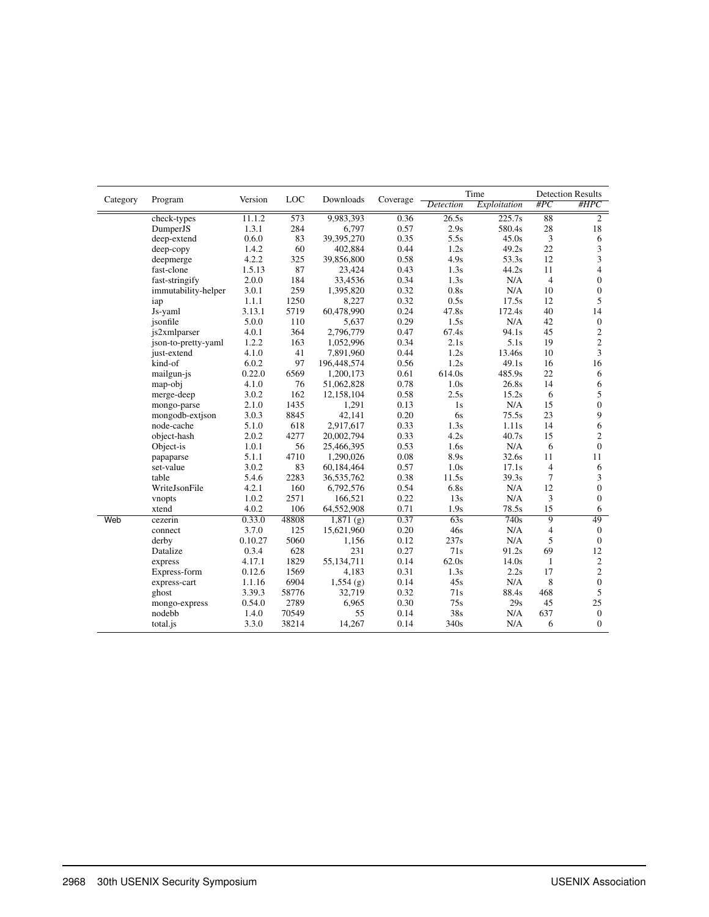| Category | Program | Version | LOC | Downloads | Coverage | Time | | Detection Results | |
|---|---|---|---|---|---|---|---|---|---|
| | | | | | | *Detection* | *Exploitation* | *#PC* | *#HPC* |
| | check-types | 11.1.2 | 573 | 9,983,393 | 0.36 | 26.5s | 225.7s | 88 | 2 |
| | DumperJS | 1.3.1 | 284 | 6,797 | 0.57 | 2.9s | 580.4s | 28 | 18 |
| | deep-extend | 0.6.0 | 83 | 39,395,270 | 0.35 | 5.5s | 45.0s | 3 | 6 |
| | deep-copy | 1.4.2 | 60 | 402,884 | 0.44 | 1.2s | 49.2s | 22 | 3 |
| | deepmerge | 4.2.2 | 325 | 39,856,800 | 0.58 | 4.9s | 53.3s | 12 | 3 |
| | fast-clone | 1.5.13 | 87 | 23,424 | 0.43 | 1.3s | 44.2s | 11 | 4 |
| | fast-stringify | 2.0.0 | 184 | 33,4536 | 0.34 | 1.3s | N/A | 4 | 0 |
| | immutability-helper | 3.0.1 | 259 | 1,395,820 | 0.32 | 0.8s | N/A | 10 | 0 |
| | iap | 1.1.1 | 1250 | 8,227 | 0.32 | 0.5s | 17.5s | 12 | 5 |
| | Js-yaml | 3.13.1 | 5719 | 60,478,990 | 0.24 | 47.8s | 172.4s | 40 | 14 |
| | jsonfile | 5.0.0 | 110 | 5,637 | 0.29 | 1.5s | N/A | 42 | 0 |
| | js2xmlparser | 4.0.1 | 364 | 2,796,779 | 0.47 | 67.4s | 94.1s | 45 | 2 |
| | json-to-pretty-yaml | 1.2.2 | 163 | 1,052,996 | 0.34 | 2.1s | 5.1s | 19 | 2 |
| | just-extend | 4.1.0 | 41 | 7,891,960 | 0.44 | 1.2s | 13.46s | 10 | 3 |
| | kind-of | 6.0.2 | 97 | 196,448,574 | 0.56 | 1.2s | 49.1s | 16 | 16 |
| | mailgun-js | 0.22.0 | 6569 | 1,200,173 | 0.61 | 614.0s | 485.9s | 22 | 6 |
| | map-obj | 4.1.0 | 76 | 51,062,828 | 0.78 | 1.0s | 26.8s | 14 | 6 |
| | merge-deep | 3.0.2 | 162 | 12,158,104 | 0.58 | 2.5s | 15.2s | 6 | 5 |
| | mongo-parse | 2.1.0 | 1435 | 1,291 | 0.13 | 1s | N/A | 15 | 0 |
| | mongodb-extjson | 3.0.3 | 8845 | 42,141 | 0.20 | 6s | 75.5s | 23 | 9 |
| | node-cache | 5.1.0 | 618 | 2,917,617 | 0.33 | 1.3s | 1.11s | 14 | 6 |
| | object-hash | 2.0.2 | 4277 | 20,002,794 | 0.33 | 4.2s | 40.7s | 15 | 2 |
| | Object-is | 1.0.1 | 56 | 25,466,395 | 0.53 | 1.6s | N/A | 6 | 0 |
| | papaparse | 5.1.1 | 4710 | 1,290,026 | 0.08 | 8.9s | 32.6s | 11 | 11 |
| | set-value | 3.0.2 | 83 | 60,184,464 | 0.57 | 1.0s | 17.1s | 4 | 6 |
| | table | 5.4.6 | 2283 | 36,535,762 | 0.38 | 11.5s | 39.3s | 7 | 3 |
| | WriteJsonFile | 4.2.1 | 160 | 6,792,576 | 0.54 | 6.8s | N/A | 12 | 0 |
| | vnopts | 1.0.2 | 2571 | 166,521 | 0.22 | 13s | N/A | 3 | 0 |
| | xtend | 4.0.2 | 106 | 64,552,908 | 0.71 | 1.9s | 78.5s | 15 | 6 |
| Web | cezerin | 0.33.0 | 48808 | 1,871 (g) | 0.37 | 63s | 740s | 9 | 49 |
| | connect | 3.7.0 | 125 | 15,621,960 | 0.20 | 46s | N/A | 4 | 0 |
| | derby | 0.10.27 | 5060 | 1,156 | 0.12 | 237s | N/A | 5 | 0 |
| | Datalize | 0.3.4 | 628 | 231 | 0.27 | 71s | 91.2s | 69 | 12 |
| | express | 4.17.1 | 1829 | 55,134,711 | 0.14 | 62.0s | 14.0s | 1 | 2 |
| | Express-form | 0.12.6 | 1569 | 4,183 | 0.31 | 1.3s | 2.2s | 17 | 2 |
| | express-cart | 1.1.16 | 6904 | 1,554 (g) | 0.14 | 45s | N/A | 8 | 0 |
| | ghost | 3.39.3 | 58776 | 32,719 | 0.32 | 71s | 88.4s | 468 | 5 |
| | mongo-express | 0.54.0 | 2789 | 6,965 | 0.30 | 75s | 29s | 45 | 25 |
| | nodebb | 1.4.0 | 70549 | 55 | 0.14 | 38s | N/A | 637 | 0 |
| | total.js | 3.3.0 | 38214 | 14,267 | 0.14 | 340s | N/A | 6 | 0 |